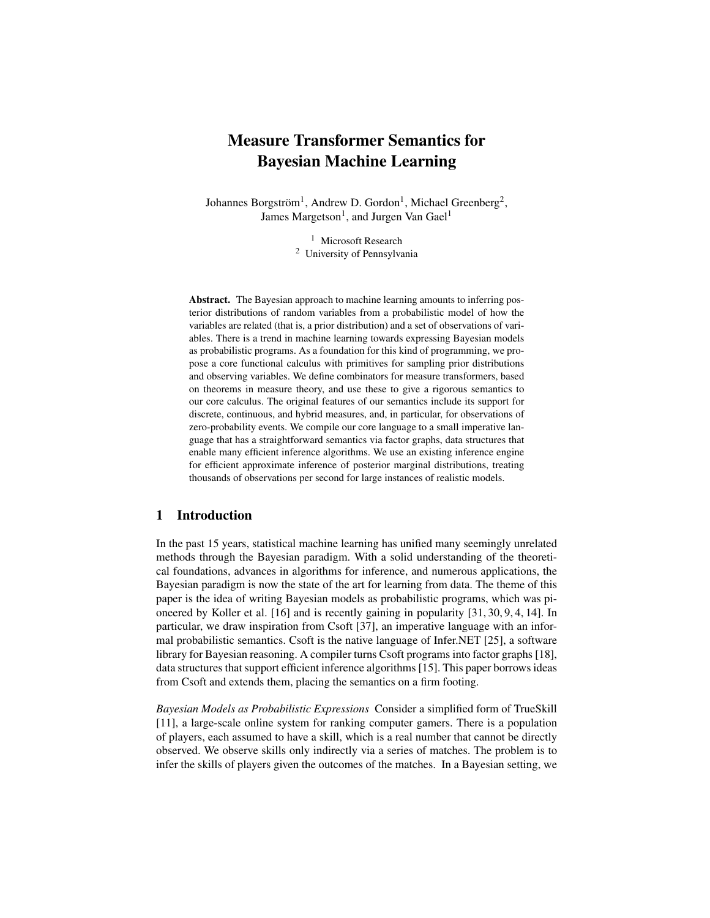# Measure Transformer Semantics for Bayesian Machine Learning

Johannes Borgström[1], Andrew D. Gordon[1], Michael Greenberg[2], James Margetson[1], and Jurgen Van Gael[1]

[1] Microsoft Research
[2] University of Pennsylvania

**Abstract.** The Bayesian approach to machine learning amounts to inferring posterior distributions of random variables from a probabilistic model of how the variables are related (that is, a prior distribution) and a set of observations of variables. There is a trend in machine learning towards expressing Bayesian models as probabilistic programs. As a foundation for this kind of programming, we propose a core functional calculus with primitives for sampling prior distributions and observing variables. We define combinators for measure transformers, based on theorems in measure theory, and use these to give a rigorous semantics to our core calculus. The original features of our semantics include its support for discrete, continuous, and hybrid measures, and, in particular, for observations of zero-probability events. We compile our core language to a small imperative language that has a straightforward semantics via factor graphs, data structures that enable many efficient inference algorithms. We use an existing inference engine for efficient approximate inference of posterior marginal distributions, treating thousands of observations per second for large instances of realistic models.

## 1 Introduction

In the past 15 years, statistical machine learning has unified many seemingly unrelated methods through the Bayesian paradigm. With a solid understanding of the theoretical foundations, advances in algorithms for inference, and numerous applications, the Bayesian paradigm is now the state of the art for learning from data. The theme of this paper is the idea of writing Bayesian models as probabilistic programs, which was pioneered by Koller et al. [16] and is recently gaining in popularity [31, 30, 9, 4, 14]. In particular, we draw inspiration from Csoft [37], an imperative language with an informal probabilistic semantics. Csoft is the native language of Infer.NET [25], a software library for Bayesian reasoning. A compiler turns Csoft programs into factor graphs [18], data structures that support efficient inference algorithms [15]. This paper borrows ideas from Csoft and extends them, placing the semantics on a firm footing.

*Bayesian Models as Probabilistic Expressions* Consider a simplified form of TrueSkill [11], a large-scale online system for ranking computer gamers. There is a population of players, each assumed to have a skill, which is a real number that cannot be directly observed. We observe skills only indirectly via a series of matches. The problem is to infer the skills of players given the outcomes of the matches. In a Bayesian setting, we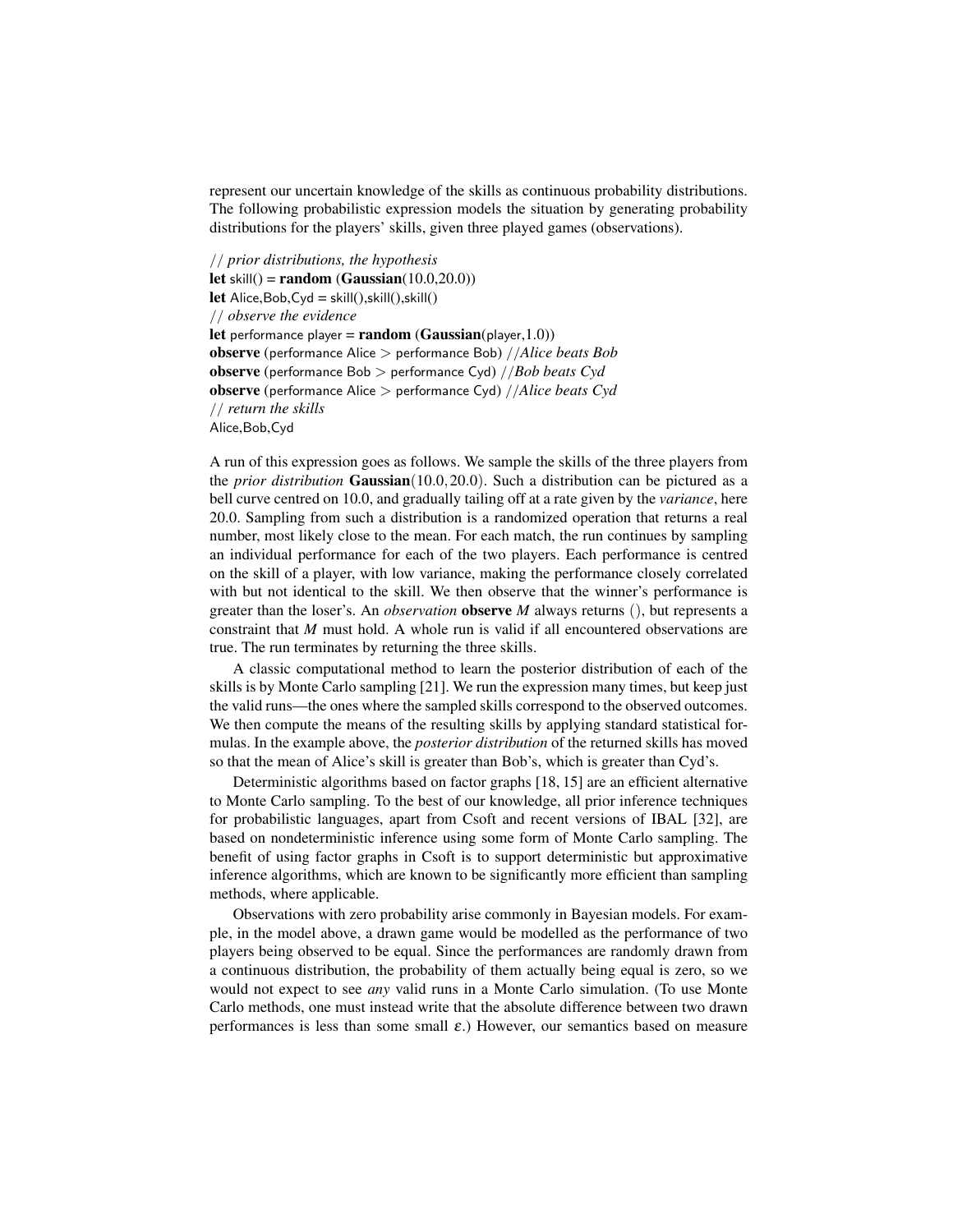represent our uncertain knowledge of the skills as continuous probability distributions. The following probabilistic expression models the situation by generating probability distributions for the players' skills, given three played games (observations).

```
// prior distributions, the hypothesis
let skill() = random (Gaussian(10.0,20.0))
let Alice,Bob,Cyd = skill(),skill(),skill()
// observe the evidence
let performance player = random (Gaussian(player,1.0))
observe (performance Alice > performance Bob) //Alice beats Bob
observe (performance Bob > performance Cyd) //Bob beats Cyd
observe (performance Alice > performance Cyd) //Alice beats Cyd
// return the skills
Alice,Bob,Cyd
```

A run of this expression goes as follows. We sample the skills of the three players from the *prior distribution* **Gaussian**$(10.0, 20.0)$. Such a distribution can be pictured as a bell curve centred on 10.0, and gradually tailing off at a rate given by the *variance*, here 20.0. Sampling from such a distribution is a randomized operation that returns a real number, most likely close to the mean. For each match, the run continues by sampling an individual performance for each of the two players. Each performance is centred on the skill of a player, with low variance, making the performance closely correlated with but not identical to the skill. We then observe that the winner's performance is greater than the loser's. An *observation* **observe** $M$ always returns $()$, but represents a constraint that $M$ must hold. A whole run is valid if all encountered observations are true. The run terminates by returning the three skills.

A classic computational method to learn the posterior distribution of each of the skills is by Monte Carlo sampling [21]. We run the expression many times, but keep just the valid runs—the ones where the sampled skills correspond to the observed outcomes. We then compute the means of the resulting skills by applying standard statistical formulas. In the example above, the *posterior distribution* of the returned skills has moved so that the mean of Alice's skill is greater than Bob's, which is greater than Cyd's.

Deterministic algorithms based on factor graphs [18, 15] are an efficient alternative to Monte Carlo sampling. To the best of our knowledge, all prior inference techniques for probabilistic languages, apart from Csoft and recent versions of IBAL [32], are based on nondeterministic inference using some form of Monte Carlo sampling. The benefit of using factor graphs in Csoft is to support deterministic but approximative inference algorithms, which are known to be significantly more efficient than sampling methods, where applicable.

Observations with zero probability arise commonly in Bayesian models. For example, in the model above, a drawn game would be modelled as the performance of two players being observed to be equal. Since the performances are randomly drawn from a continuous distribution, the probability of them actually being equal is zero, so we would not expect to see *any* valid runs in a Monte Carlo simulation. (To use Monte Carlo methods, one must instead write that the absolute difference between two drawn performances is less than some small $\varepsilon$.) However, our semantics based on measure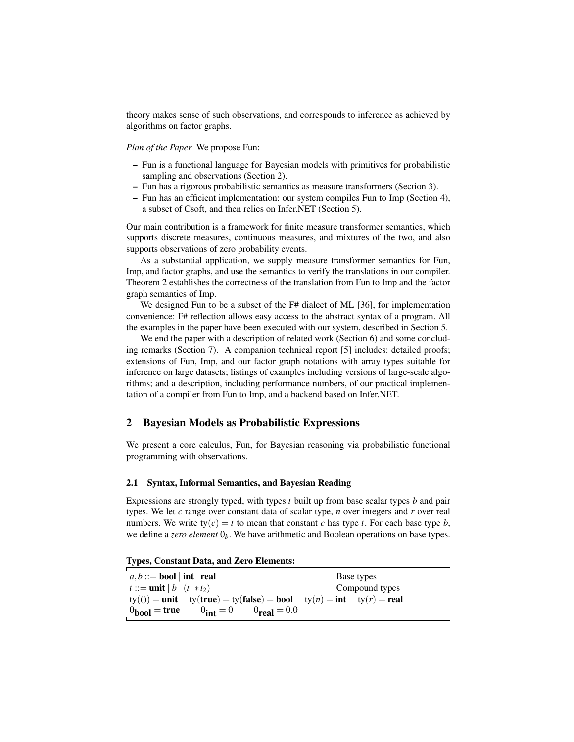theory makes sense of such observations, and corresponds to inference as achieved by algorithms on factor graphs.

*Plan of the Paper* We propose Fun:

- Fun is a functional language for Bayesian models with primitives for probabilistic sampling and observations (Section 2).
- Fun has a rigorous probabilistic semantics as measure transformers (Section 3).
- Fun has an efficient implementation: our system compiles Fun to Imp (Section 4), a subset of Csoft, and then relies on Infer.NET (Section 5).

Our main contribution is a framework for finite measure transformer semantics, which supports discrete measures, continuous measures, and mixtures of the two, and also supports observations of zero probability events.

As a substantial application, we supply measure transformer semantics for Fun, Imp, and factor graphs, and use the semantics to verify the translations in our compiler. Theorem 2 establishes the correctness of the translation from Fun to Imp and the factor graph semantics of Imp.

We designed Fun to be a subset of the F# dialect of ML [36], for implementation convenience: F# reflection allows easy access to the abstract syntax of a program. All the examples in the paper have been executed with our system, described in Section 5.

We end the paper with a description of related work (Section 6) and some concluding remarks (Section 7). A companion technical report [5] includes: detailed proofs; extensions of Fun, Imp, and our factor graph notations with array types suitable for inference on large datasets; listings of examples including versions of large-scale algorithms; and a description, including performance numbers, of our practical implementation of a compiler from Fun to Imp, and a backend based on Infer.NET.

## 2 Bayesian Models as Probabilistic Expressions

We present a core calculus, Fun, for Bayesian reasoning via probabilistic functional programming with observations.

### 2.1 Syntax, Informal Semantics, and Bayesian Reading

Expressions are strongly typed, with types $t$ built up from base scalar types $b$ and pair types. We let $c$ range over constant data of scalar type, $n$ over integers and $r$ over real numbers. We write $\text{ty}(c) = t$ to mean that constant $c$ has type $t$. For each base type $b$, we define a *zero element* $0_b$. We have arithmetic and Boolean operations on base types.

**Types, Constant Data, and Zero Elements:**

| | |
|---|---|
| $a, b ::= \textbf{bool} \mid \textbf{int} \mid \textbf{real}$ | Base types |
| $t ::= \textbf{unit} \mid b \mid (t_1 * t_2)$ | Compound types |
| $\text{ty}(()) = \textbf{unit} \quad \text{ty}(\textbf{true}) = \text{ty}(\textbf{false}) = \textbf{bool} \quad \text{ty}(n) = \textbf{int} \quad \text{ty}(r) = \textbf{real}$ | |
| $0_{\textbf{bool}} = \textbf{true} \qquad 0_{\textbf{int}} = 0 \qquad 0_{\textbf{real}} = 0.0$ | |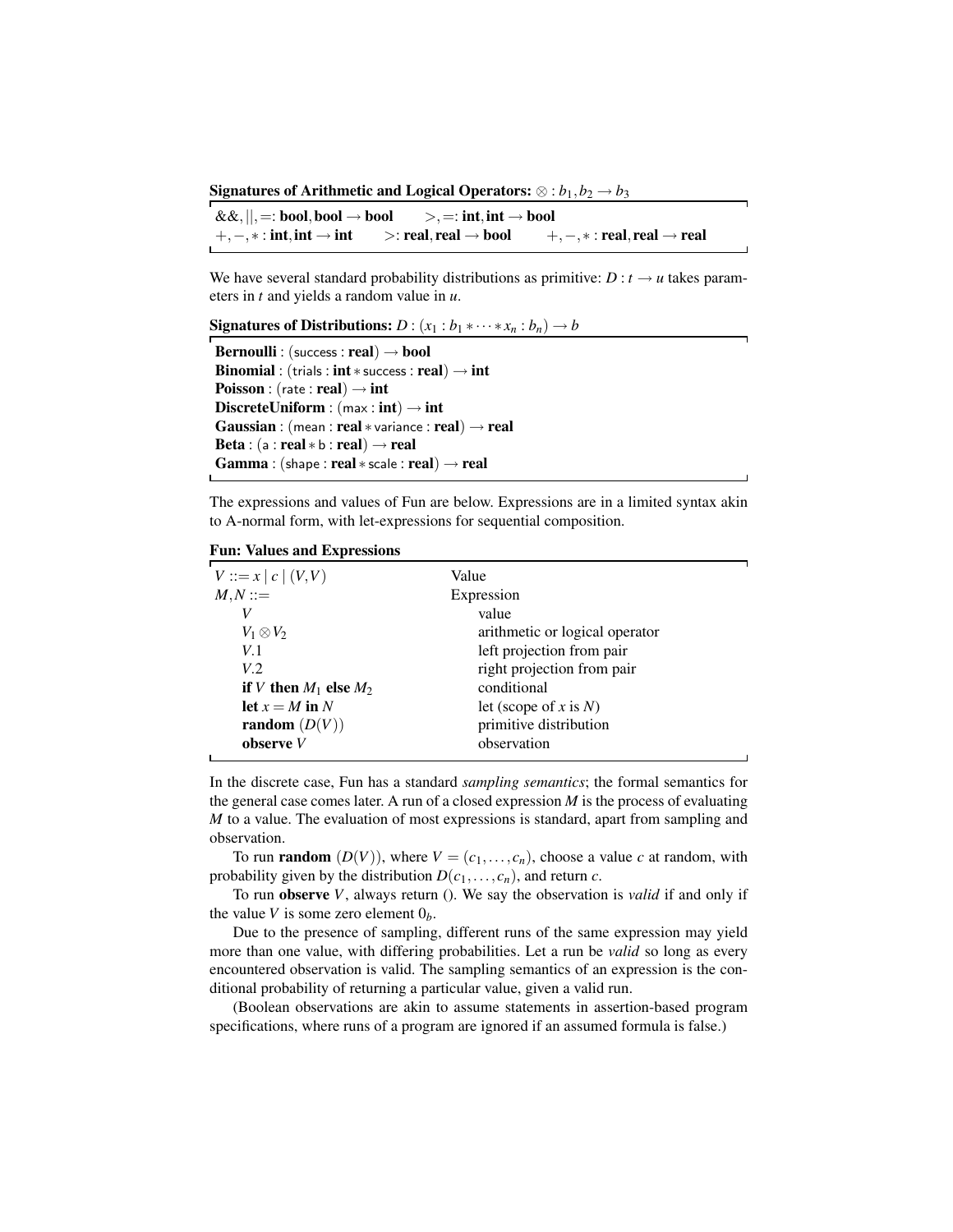**Signatures of Arithmetic and Logical Operators:** $\otimes : b_1, b_2 \rightarrow b_3$

$\&\&, ||, =$: **bool**, **bool** $\rightarrow$ **bool** $\quad >, =$: **int**, **int** $\rightarrow$ **bool**
$+, -, *$ : **int**, **int** $\rightarrow$ **int** $\quad >$: **real**, **real** $\rightarrow$ **bool** $\quad +, -, *$ : **real**, **real** $\rightarrow$ **real**

We have several standard probability distributions as primitive: $D : t \rightarrow u$ takes parameters in $t$ and yields a random value in $u$.

**Signatures of Distributions:** $D : (x_1 : b_1 * \cdots * x_n : b_n) \rightarrow b$

**Bernoulli** : (success : **real**) $\rightarrow$ **bool**
**Binomial** : (trials : **int** $*$ success : **real**) $\rightarrow$ **int**
**Poisson** : (rate : **real**) $\rightarrow$ **int**
**DiscreteUniform** : (max : **int**) $\rightarrow$ **int**
**Gaussian** : (mean : **real** $*$ variance : **real**) $\rightarrow$ **real**
**Beta** : (a : **real** $*$ b : **real**) $\rightarrow$ **real**
**Gamma** : (shape : **real** $*$ scale : **real**) $\rightarrow$ **real**

The expressions and values of Fun are below. Expressions are in a limited syntax akin to A-normal form, with let-expressions for sequential composition.

**Fun: Values and Expressions**

| | |
|---|---|
| $V ::= x \mid c \mid (V,V)$ | Value |
| $M,N ::=$ | Expression |
| $\quad V$ | value |
| $\quad V_1 \otimes V_2$ | arithmetic or logical operator |
| $\quad V.1$ | left projection from pair |
| $\quad V.2$ | right projection from pair |
| $\quad$ **if** $V$ **then** $M_1$ **else** $M_2$ | conditional |
| $\quad$ **let** $x = M$ **in** $N$ | let (scope of $x$ is $N$) |
| $\quad$ **random** $(D(V))$ | primitive distribution |
| $\quad$ **observe** $V$ | observation |

In the discrete case, Fun has a standard *sampling semantics*; the formal semantics for the general case comes later. A run of a closed expression $M$ is the process of evaluating $M$ to a value. The evaluation of most expressions is standard, apart from sampling and observation.

To run **random** $(D(V))$, where $V = (c_1, \ldots, c_n)$, choose a value $c$ at random, with probability given by the distribution $D(c_1, \ldots, c_n)$, and return $c$.

To run **observe** $V$, always return (). We say the observation is *valid* if and only if the value $V$ is some zero element $0_b$.

Due to the presence of sampling, different runs of the same expression may yield more than one value, with differing probabilities. Let a run be *valid* so long as every encountered observation is valid. The sampling semantics of an expression is the conditional probability of returning a particular value, given a valid run.

(Boolean observations are akin to assume statements in assertion-based program specifications, where runs of a program are ignored if an assumed formula is false.)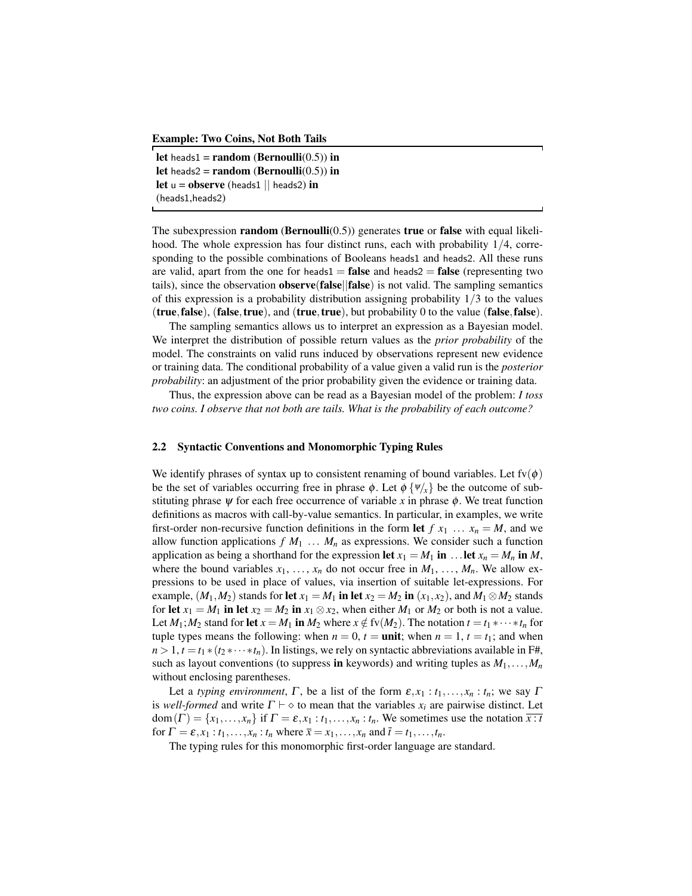**Example: Two Coins, Not Both Tails**

```
let heads1 = random (Bernoulli(0.5)) in
let heads2 = random (Bernoulli(0.5)) in
let u = observe (heads1 || heads2) in
(heads1,heads2)
```

The subexpression **random** (**Bernoulli**(0.5)) generates **true** or **false** with equal likelihood. The whole expression has four distinct runs, each with probability $1/4$, corresponding to the possible combinations of Booleans heads1 and heads2. All these runs are valid, apart from the one for heads1 = **false** and heads2 = **false** (representing two tails), since the observation **observe**(**false**||**false**) is not valid. The sampling semantics of this expression is a probability distribution assigning probability $1/3$ to the values (**true**, **false**), (**false**, **true**), and (**true**, **true**), but probability 0 to the value (**false**, **false**).

The sampling semantics allows us to interpret an expression as a Bayesian model. We interpret the distribution of possible return values as the *prior probability* of the model. The constraints on valid runs induced by observations represent new evidence or training data. The conditional probability of a value given a valid run is the *posterior probability*: an adjustment of the prior probability given the evidence or training data.

Thus, the expression above can be read as a Bayesian model of the problem: *I toss two coins. I observe that not both are tails. What is the probability of each outcome?*

### 2.2 Syntactic Conventions and Monomorphic Typing Rules

We identify phrases of syntax up to consistent renaming of bound variables. Let $\mathrm{fv}(\phi)$ be the set of variables occurring free in phrase $\phi$. Let $\phi\,\{\psi/_x\}$ be the outcome of substituting phrase $\psi$ for each free occurrence of variable $x$ in phrase $\phi$. We treat function definitions as macros with call-by-value semantics. In particular, in examples, we write first-order non-recursive function definitions in the form **let** $f\ x_1\ \dots\ x_n = M$, and we allow function applications $f\ M_1\ \dots\ M_n$ as expressions. We consider such a function application as being a shorthand for the expression **let** $x_1 = M_1$ **in** ... **let** $x_n = M_n$ **in** $M$, where the bound variables $x_1, \dots, x_n$ do not occur free in $M_1, \dots, M_n$. We allow expressions to be used in place of values, via insertion of suitable let-expressions. For example, $(M_1, M_2)$ stands for **let** $x_1 = M_1$ **in let** $x_2 = M_2$ **in** $(x_1, x_2)$, and $M_1 \otimes M_2$ stands for **let** $x_1 = M_1$ **in let** $x_2 = M_2$ **in** $x_1 \otimes x_2$, when either $M_1$ or $M_2$ or both is not a value. Let $M_1; M_2$ stand for **let** $x = M_1$ **in** $M_2$ where $x \notin \mathrm{fv}(M_2)$. The notation $t = t_1 * \cdots * t_n$ for tuple types means the following: when $n = 0$, $t =$ **unit**; when $n = 1$, $t = t_1$; and when $n > 1$, $t = t_1 * (t_2 * \cdots * t_n)$. In listings, we rely on syntactic abbreviations available in F#, such as layout conventions (to suppress **in** keywords) and writing tuples as $M_1, \dots, M_n$ without enclosing parentheses.

Let a *typing environment*, $\Gamma$, be a list of the form $\varepsilon, x_1 : t_1, \dots, x_n : t_n$; we say $\Gamma$ is *well-formed* and write $\Gamma \vdash \diamond$ to mean that the variables $x_i$ are pairwise distinct. Let $\mathrm{dom}(\Gamma) = \{x_1, \dots, x_n\}$ if $\Gamma = \varepsilon, x_1 : t_1, \dots, x_n : t_n$. We sometimes use the notation $\overline{x : t}$ for $\Gamma = \varepsilon, x_1 : t_1, \dots, x_n : t_n$ where $\bar{x} = x_1, \dots, x_n$ and $\bar{t} = t_1, \dots, t_n$.

The typing rules for this monomorphic first-order language are standard.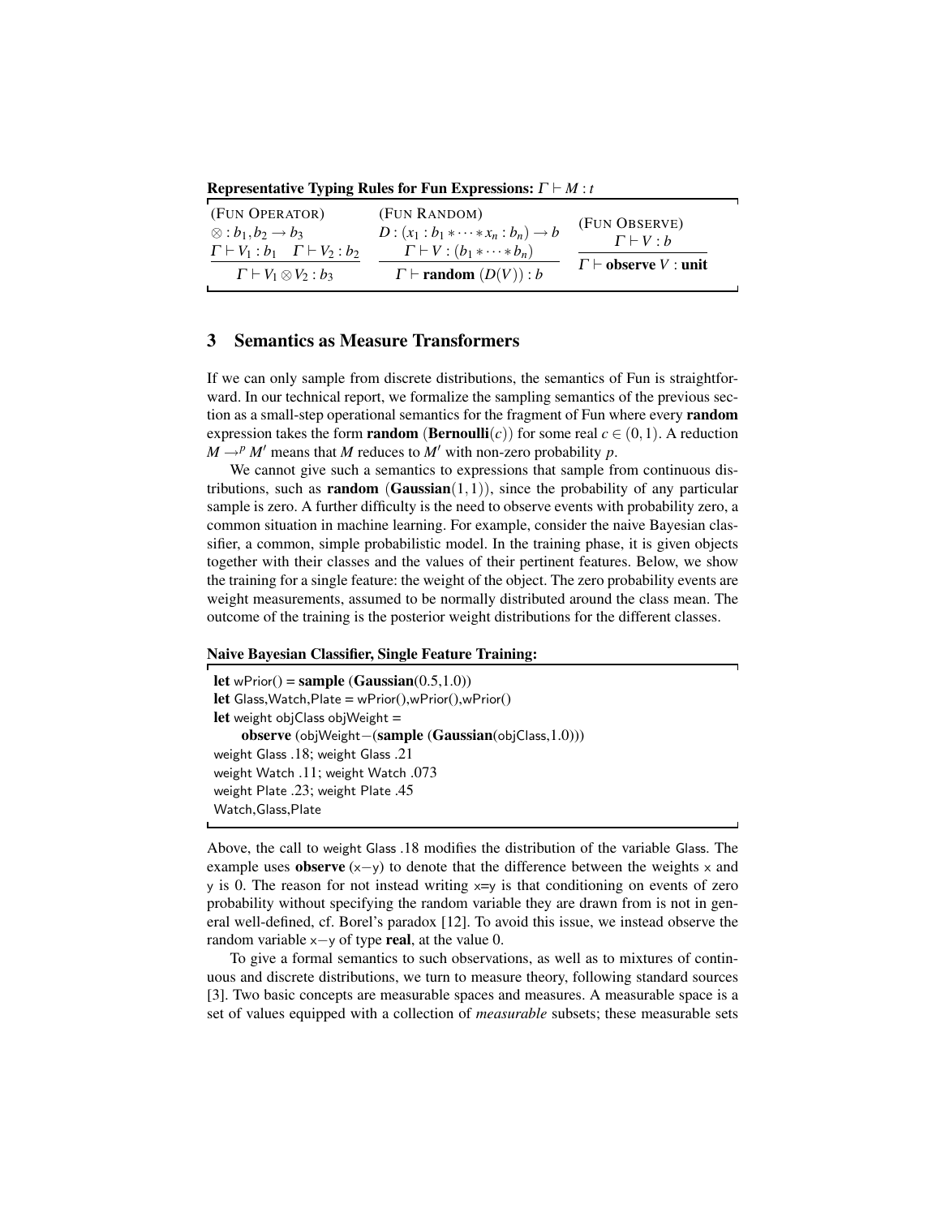**Representative Typing Rules for Fun Expressions:** $\Gamma \vdash M : t$

(Fun Operator)
$$\frac{\otimes : b_1, b_2 \to b_3 \quad \Gamma \vdash V_1 : b_1 \quad \Gamma \vdash V_2 : b_2}{\Gamma \vdash V_1 \otimes V_2 : b_3}$$

(Fun Random)
$$\frac{D : (x_1 : b_1 * \cdots * x_n : b_n) \to b \quad \Gamma \vdash V : (b_1 * \cdots * b_n)}{\Gamma \vdash \textbf{random } (D(V)) : b}$$

(Fun Observe)
$$\frac{\Gamma \vdash V : b}{\Gamma \vdash \textbf{observe } V : \textbf{unit}}$$

## 3 Semantics as Measure Transformers

If we can only sample from discrete distributions, the semantics of Fun is straightforward. In our technical report, we formalize the sampling semantics of the previous section as a small-step operational semantics for the fragment of Fun where every **random** expression takes the form **random** (**Bernoulli**$(c)$) for some real $c \in (0,1)$. A reduction $M \to^p M'$ means that $M$ reduces to $M'$ with non-zero probability $p$.

We cannot give such a semantics to expressions that sample from continuous distributions, such as **random** (**Gaussian**$(1,1)$), since the probability of any particular sample is zero. A further difficulty is the need to observe events with probability zero, a common situation in machine learning. For example, consider the naive Bayesian classifier, a common, simple probabilistic model. In the training phase, it is given objects together with their classes and the values of their pertinent features. Below, we show the training for a single feature: the weight of the object. The zero probability events are weight measurements, assumed to be normally distributed around the class mean. The outcome of the training is the posterior weight distributions for the different classes.

**Naive Bayesian Classifier, Single Feature Training:**

```
let wPrior() = sample (Gaussian(0.5,1.0))
let Glass,Watch,Plate = wPrior(),wPrior(),wPrior()
let weight objClass objWeight =
    observe (objWeight−(sample (Gaussian(objClass,1.0)))
weight Glass .18; weight Glass .21
weight Watch .11; weight Watch .073
weight Plate .23; weight Plate .45
Watch,Glass,Plate
```

Above, the call to weight Glass .18 modifies the distribution of the variable Glass. The example uses **observe** (x−y) to denote that the difference between the weights x and y is 0. The reason for not instead writing x=y is that conditioning on events of zero probability without specifying the random variable they are drawn from is not in general well-defined, cf. Borel's paradox [12]. To avoid this issue, we instead observe the random variable x−y of type **real**, at the value 0.

To give a formal semantics to such observations, as well as to mixtures of continuous and discrete distributions, we turn to measure theory, following standard sources [3]. Two basic concepts are measurable spaces and measures. A measurable space is a set of values equipped with a collection of *measurable* subsets; these measurable sets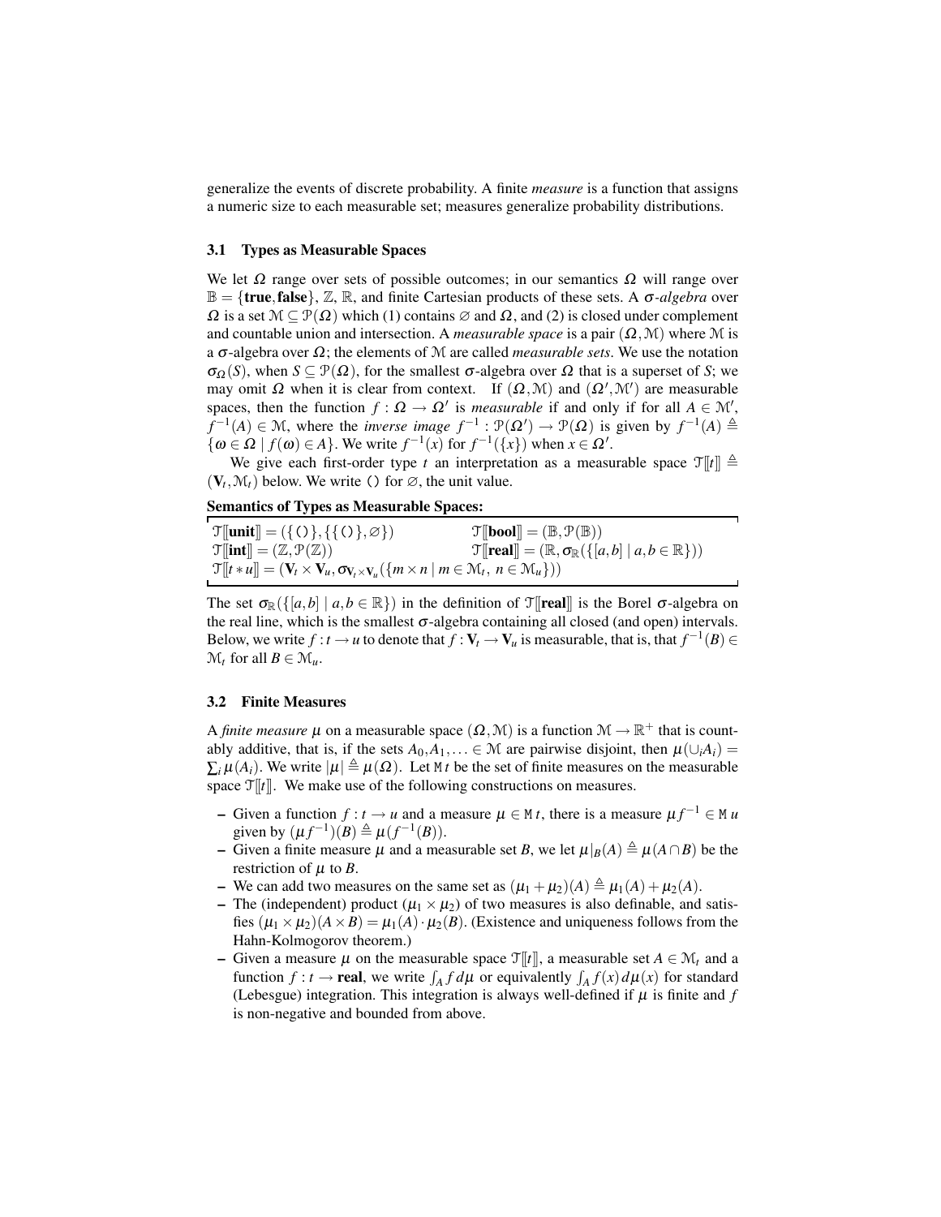generalize the events of discrete probability. A finite *measure* is a function that assigns a numeric size to each measurable set; measures generalize probability distributions.

### 3.1 Types as Measurable Spaces

We let $\Omega$ range over sets of possible outcomes; in our semantics $\Omega$ will range over $\mathbb{B} = \{\mathbf{true}, \mathbf{false}\}$, $\mathbb{Z}$, $\mathbb{R}$, and finite Cartesian products of these sets. A $\sigma$*-algebra* over $\Omega$ is a set $\mathcal{M} \subseteq \mathcal{P}(\Omega)$ which (1) contains $\varnothing$ and $\Omega$, and (2) is closed under complement and countable union and intersection. A *measurable space* is a pair $(\Omega, \mathcal{M})$ where $\mathcal{M}$ is a $\sigma$-algebra over $\Omega$; the elements of $\mathcal{M}$ are called *measurable sets*. We use the notation $\sigma_\Omega(S)$, when $S \subseteq \mathcal{P}(\Omega)$, for the smallest $\sigma$-algebra over $\Omega$ that is a superset of $S$; we may omit $\Omega$ when it is clear from context. If $(\Omega, \mathcal{M})$ and $(\Omega', \mathcal{M}')$ are measurable spaces, then the function $f : \Omega \to \Omega'$ is *measurable* if and only if for all $A \in \mathcal{M}'$, $f^{-1}(A) \in \mathcal{M}$, where the *inverse image* $f^{-1} : \mathcal{P}(\Omega') \to \mathcal{P}(\Omega)$ is given by $f^{-1}(A) \triangleq \{\omega \in \Omega \mid f(\omega) \in A\}$. We write $f^{-1}(x)$ for $f^{-1}(\{x\})$ when $x \in \Omega'$.

We give each first-order type $t$ an interpretation as a measurable space $\mathcal{T}[\![t]\!] \triangleq (\mathbf{V}_t, \mathcal{M}_t)$ below. We write `()` for $\varnothing$, the unit value.

**Semantics of Types as Measurable Spaces:**

$$\mathcal{T}[\![\mathbf{unit}]\!] = (\{()\}, \{\{()\}, \varnothing\}) \qquad \mathcal{T}[\![\mathbf{bool}]\!] = (\mathbb{B}, \mathcal{P}(\mathbb{B}))$$
$$\mathcal{T}[\![\mathbf{int}]\!] = (\mathbb{Z}, \mathcal{P}(\mathbb{Z})) \qquad \mathcal{T}[\![\mathbf{real}]\!] = (\mathbb{R}, \sigma_{\mathbb{R}}(\{[a,b] \mid a,b \in \mathbb{R}\}))$$
$$\mathcal{T}[\![t * u]\!] = (\mathbf{V}_t \times \mathbf{V}_u, \sigma_{\mathbf{V}_t \times \mathbf{V}_u}(\{m \times n \mid m \in \mathcal{M}_t,\ n \in \mathcal{M}_u\}))$$

The set $\sigma_{\mathbb{R}}(\{[a,b] \mid a,b \in \mathbb{R}\})$ in the definition of $\mathcal{T}[\![\mathbf{real}]\!]$ is the Borel $\sigma$-algebra on the real line, which is the smallest $\sigma$-algebra containing all closed (and open) intervals. Below, we write $f : t \to u$ to denote that $f : \mathbf{V}_t \to \mathbf{V}_u$ is measurable, that is, that $f^{-1}(B) \in \mathcal{M}_t$ for all $B \in \mathcal{M}_u$.

### 3.2 Finite Measures

A *finite measure* $\mu$ on a measurable space $(\Omega, \mathcal{M})$ is a function $\mathcal{M} \to \mathbb{R}^+$ that is countably additive, that is, if the sets $A_0, A_1, \ldots \in \mathcal{M}$ are pairwise disjoint, then $\mu(\cup_i A_i) = \sum_i \mu(A_i)$. We write $|\mu| \triangleq \mu(\Omega)$. Let $\mathtt{M}\, t$ be the set of finite measures on the measurable space $\mathcal{T}[\![t]\!]$. We make use of the following constructions on measures.

- Given a function $f : t \to u$ and a measure $\mu \in \mathtt{M}\, t$, there is a measure $\mu f^{-1} \in \mathtt{M}\, u$ given by $(\mu f^{-1})(B) \triangleq \mu(f^{-1}(B))$.
- Given a finite measure $\mu$ and a measurable set $B$, we let $\mu|_B(A) \triangleq \mu(A \cap B)$ be the restriction of $\mu$ to $B$.
- We can add two measures on the same set as $(\mu_1 + \mu_2)(A) \triangleq \mu_1(A) + \mu_2(A)$.
- The (independent) product $(\mu_1 \times \mu_2)$ of two measures is also definable, and satisfies $(\mu_1 \times \mu_2)(A \times B) = \mu_1(A) \cdot \mu_2(B)$. (Existence and uniqueness follows from the Hahn-Kolmogorov theorem.)
- Given a measure $\mu$ on the measurable space $\mathcal{T}[\![t]\!]$, a measurable set $A \in \mathcal{M}_t$ and a function $f : t \to \mathbf{real}$, we write $\int_A f\, d\mu$ or equivalently $\int_A f(x)\, d\mu(x)$ for standard (Lebesgue) integration. This integration is always well-defined if $\mu$ is finite and $f$ is non-negative and bounded from above.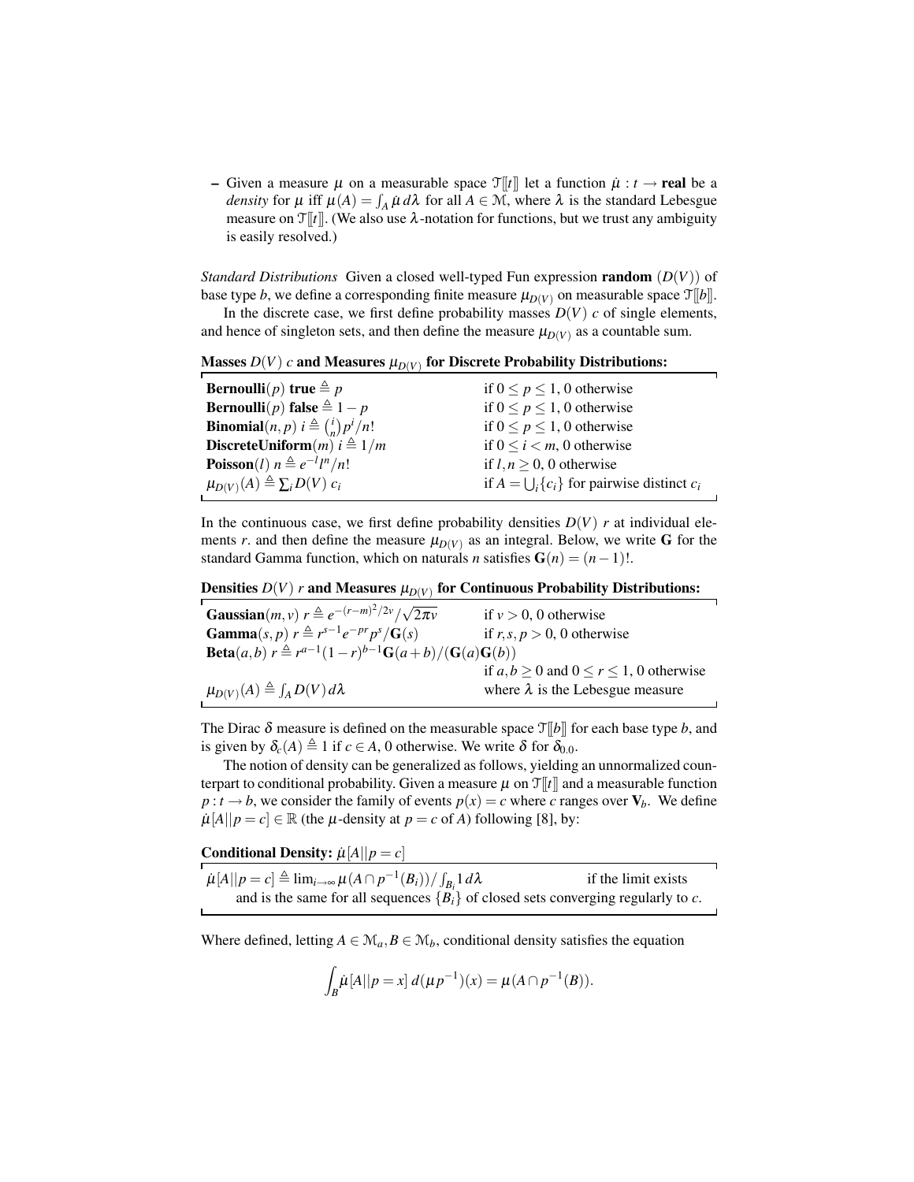– Given a measure $\mu$ on a measurable space $\mathcal{T}[\![t]\!]$ let a function $\dot{\mu} : t \to \mathbf{real}$ be a *density* for $\mu$ iff $\mu(A) = \int_A \dot{\mu}\, d\lambda$ for all $A \in \mathcal{M}$, where $\lambda$ is the standard Lebesgue measure on $\mathcal{T}[\![t]\!]$. (We also use $\lambda$-notation for functions, but we trust any ambiguity is easily resolved.)

*Standard Distributions* Given a closed well-typed Fun expression **random** $(D(V))$ of base type $b$, we define a corresponding finite measure $\mu_{D(V)}$ on measurable space $\mathcal{T}[\![b]\!]$.

In the discrete case, we first define probability masses $D(V)\ c$ of single elements, and hence of singleton sets, and then define the measure $\mu_{D(V)}$ as a countable sum.

**Masses $D(V)\ c$ and Measures $\mu_{D(V)}$ for Discrete Probability Distributions:**

| | |
|---|---|
| $\mathbf{Bernoulli}(p)\ \mathbf{true} \triangleq p$ | if $0 \leq p \leq 1$, 0 otherwise |
| $\mathbf{Bernoulli}(p)\ \mathbf{false} \triangleq 1 - p$ | if $0 \leq p \leq 1$, 0 otherwise |
| $\mathbf{Binomial}(n, p)\ i \triangleq \binom{i}{n} p^i / n!$ | if $0 \leq p \leq 1$, 0 otherwise |
| $\mathbf{DiscreteUniform}(m)\ i \triangleq 1/m$ | if $0 \leq i < m$, 0 otherwise |
| $\mathbf{Poisson}(l)\ n \triangleq e^{-l} l^n / n!$ | if $l, n \geq 0$, 0 otherwise |
| $\mu_{D(V)}(A) \triangleq \sum_i D(V)\ c_i$ | if $A = \bigcup_i \{c_i\}$ for pairwise distinct $c_i$ |

In the continuous case, we first define probability densities $D(V)\ r$ at individual elements $r$. and then define the measure $\mu_{D(V)}$ as an integral. Below, we write $\mathbf{G}$ for the standard Gamma function, which on naturals $n$ satisfies $\mathbf{G}(n) = (n-1)!$.

**Densities $D(V)\ r$ and Measures $\mu_{D(V)}$ for Continuous Probability Distributions:**

| | |
|---|---|
| $\mathbf{Gaussian}(m, v)\ r \triangleq e^{-(r-m)^2/2v} / \sqrt{2\pi v}$ | if $v > 0$, 0 otherwise |
| $\mathbf{Gamma}(s, p)\ r \triangleq r^{s-1} e^{-pr} p^s / \mathbf{G}(s)$ | if $r, s, p > 0$, 0 otherwise |
| $\mathbf{Beta}(a, b)\ r \triangleq r^{a-1}(1-r)^{b-1} \mathbf{G}(a+b) / (\mathbf{G}(a)\mathbf{G}(b))$ | |
| | if $a, b \geq 0$ and $0 \leq r \leq 1$, 0 otherwise |
| $\mu_{D(V)}(A) \triangleq \int_A D(V)\, d\lambda$ | where $\lambda$ is the Lebesgue measure |

The Dirac $\delta$ measure is defined on the measurable space $\mathcal{T}[\![b]\!]$ for each base type $b$, and is given by $\delta_c(A) \triangleq 1$ if $c \in A$, 0 otherwise. We write $\delta$ for $\delta_{0.0}$.

The notion of density can be generalized as follows, yielding an unnormalized counterpart to conditional probability. Given a measure $\mu$ on $\mathcal{T}[\![t]\!]$ and a measurable function $p : t \to b$, we consider the family of events $p(x) = c$ where $c$ ranges over $\mathbf{V}_b$. We define $\dot{\mu}[A||p = c] \in \mathbb{R}$ (the $\mu$-density at $p = c$ of $A$) following [8], by:

**Conditional Density: $\dot{\mu}[A||p = c]$**

$\dot{\mu}[A||p = c] \triangleq \lim_{i \to \infty} \mu(A \cap p^{-1}(B_i)) / \int_{B_i} 1\, d\lambda$ if the limit exists and is the same for all sequences $\{B_i\}$ of closed sets converging regularly to $c$.

Where defined, letting $A \in \mathcal{M}_a, B \in \mathcal{M}_b$, conditional density satisfies the equation

$$\int_B \dot{\mu}[A||p = x]\ d(\mu p^{-1})(x) = \mu(A \cap p^{-1}(B)).$$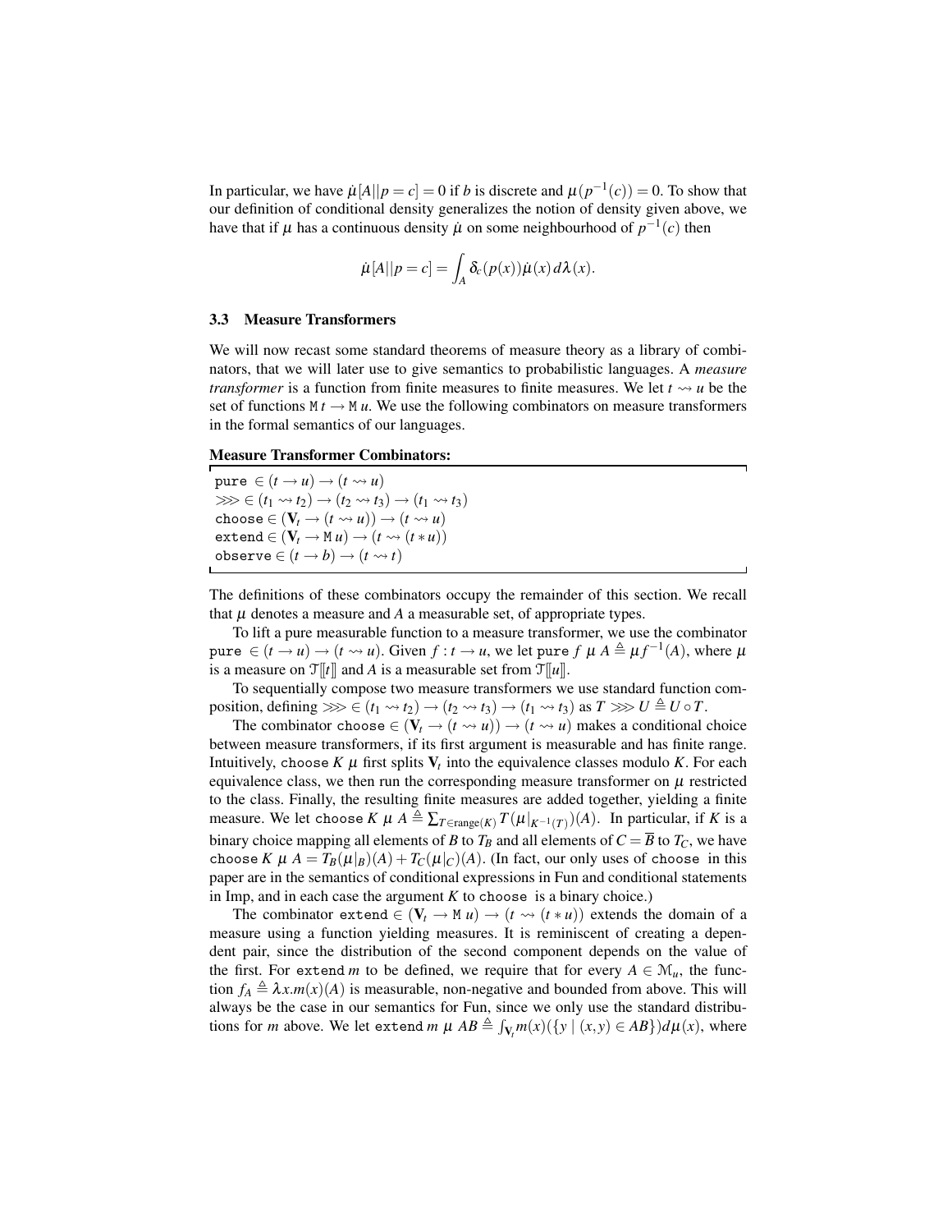In particular, we have $\dot{\mu}[A||p = c] = 0$ if $b$ is discrete and $\mu(p^{-1}(c)) = 0$. To show that our definition of conditional density generalizes the notion of density given above, we have that if $\mu$ has a continuous density $\dot{\mu}$ on some neighbourhood of $p^{-1}(c)$ then

$$\dot{\mu}[A||p = c] = \int_A \delta_c(p(x))\dot{\mu}(x)\, d\lambda(x).$$

### 3.3 Measure Transformers

We will now recast some standard theorems of measure theory as a library of combinators, that we will later use to give semantics to probabilistic languages. A *measure transformer* is a function from finite measures to finite measures. We let $t \rightsquigarrow u$ be the set of functions $\mathtt{M}\, t \to \mathtt{M}\, u$. We use the following combinators on measure transformers in the formal semantics of our languages.

**Measure Transformer Combinators:**

$\mathtt{pure} \in (t \to u) \to (t \rightsquigarrow u)$
$\ggg \in (t_1 \rightsquigarrow t_2) \to (t_2 \rightsquigarrow t_3) \to (t_1 \rightsquigarrow t_3)$
$\mathtt{choose} \in (\mathbf{V}_t \to (t \rightsquigarrow u)) \to (t \rightsquigarrow u)$
$\mathtt{extend} \in (\mathbf{V}_t \to \mathtt{M}\, u) \to (t \rightsquigarrow (t * u))$
$\mathtt{observe} \in (t \to b) \to (t \rightsquigarrow t)$

The definitions of these combinators occupy the remainder of this section. We recall that $\mu$ denotes a measure and $A$ a measurable set, of appropriate types.

To lift a pure measurable function to a measure transformer, we use the combinator $\mathtt{pure} \in (t \to u) \to (t \rightsquigarrow u)$. Given $f : t \to u$, we let $\mathtt{pure}\ f\ \mu\ A \triangleq \mu f^{-1}(A)$, where $\mu$ is a measure on $\mathcal{T}[\![t]\!]$ and $A$ is a measurable set from $\mathcal{T}[\![u]\!]$.

To sequentially compose two measure transformers we use standard function composition, defining $\ggg \in (t_1 \rightsquigarrow t_2) \to (t_2 \rightsquigarrow t_3) \to (t_1 \rightsquigarrow t_3)$ as $T \ggg U \triangleq U \circ T$.

The combinator $\mathtt{choose} \in (\mathbf{V}_t \to (t \rightsquigarrow u)) \to (t \rightsquigarrow u)$ makes a conditional choice between measure transformers, if its first argument is measurable and has finite range. Intuitively, $\mathtt{choose}\ K\ \mu$ first splits $\mathbf{V}_t$ into the equivalence classes modulo $K$. For each equivalence class, we then run the corresponding measure transformer on $\mu$ restricted to the class. Finally, the resulting finite measures are added together, yielding a finite measure. We let $\mathtt{choose}\ K\ \mu\ A \triangleq \sum_{T \in \mathrm{range}(K)} T(\mu|_{K^{-1}(T)})(A)$. In particular, if $K$ is a binary choice mapping all elements of $B$ to $T_B$ and all elements of $C = \overline{B}$ to $T_C$, we have $\mathtt{choose}\ K\ \mu\ A = T_B(\mu|_B)(A) + T_C(\mu|_C)(A)$. (In fact, our only uses of $\mathtt{choose}$ in this paper are in the semantics of conditional expressions in Fun and conditional statements in Imp, and in each case the argument $K$ to $\mathtt{choose}$ is a binary choice.)

The combinator $\mathtt{extend} \in (\mathbf{V}_t \to \mathtt{M}\, u) \to (t \rightsquigarrow (t * u))$ extends the domain of a measure using a function yielding measures. It is reminiscent of creating a dependent pair, since the distribution of the second component depends on the value of the first. For $\mathtt{extend}\ m$ to be defined, we require that for every $A \in \mathcal{M}_u$, the function $f_A \triangleq \lambda x.m(x)(A)$ is measurable, non-negative and bounded from above. This will always be the case in our semantics for Fun, since we only use the standard distributions for $m$ above. We let $\mathtt{extend}\ m\ \mu\ AB \triangleq \int_{\mathbf{V}_t} m(x)(\{y \mid (x,y) \in AB\})d\mu(x)$, where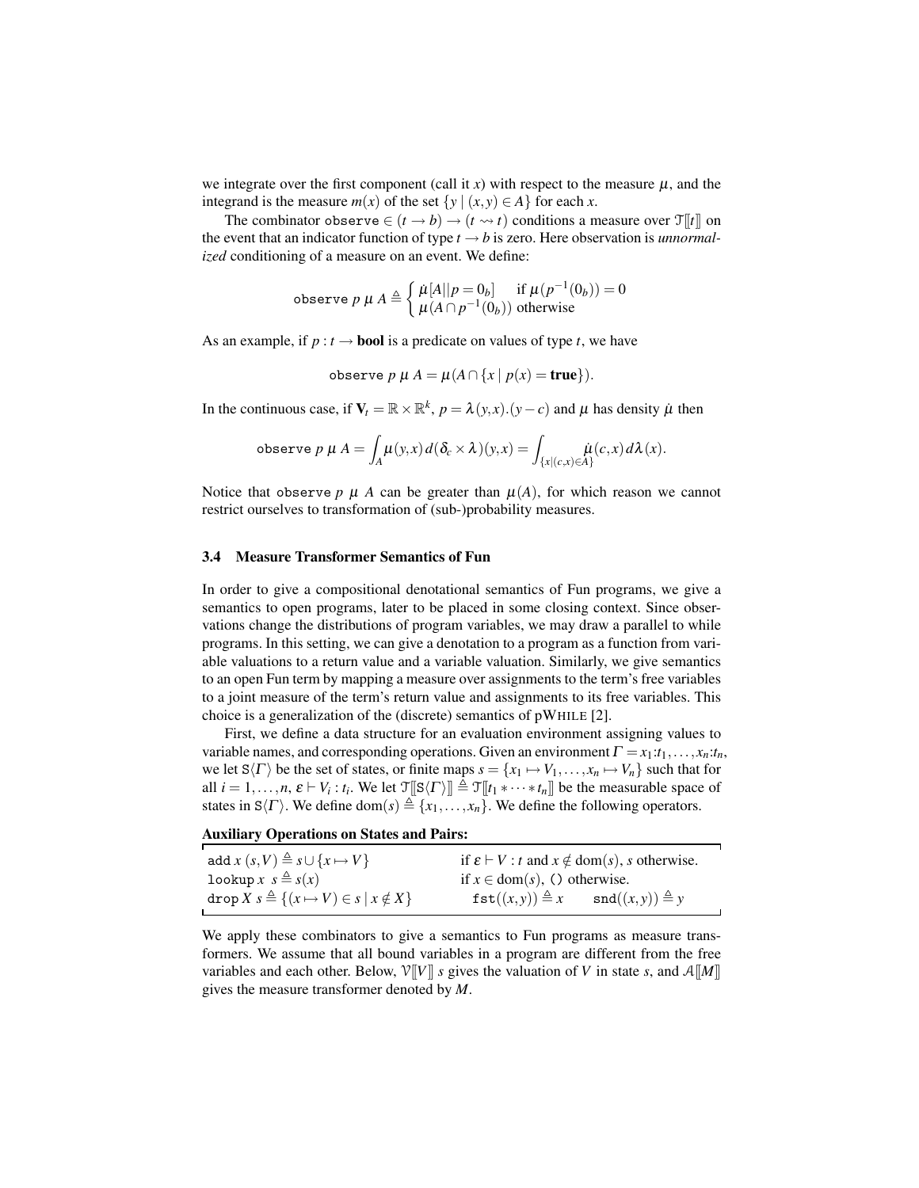we integrate over the first component (call it $x$) with respect to the measure $\mu$, and the integrand is the measure $m(x)$ of the set $\{y \mid (x,y) \in A\}$ for each $x$.

The combinator $\texttt{observe} \in (t \to b) \to (t \rightsquigarrow t)$ conditions a measure over $\mathcal{T}[\![t]\!]$ on the event that an indicator function of type $t \to b$ is zero. Here observation is *unnormalized* conditioning of a measure on an event. We define:

$$\texttt{observe}\ p\ \mu\ A \triangleq \begin{cases} \dot{\mu}[A||p = 0_b] & \text{if } \mu(p^{-1}(0_b)) = 0 \\ \mu(A \cap p^{-1}(0_b)) & \text{otherwise} \end{cases}$$

As an example, if $p : t \to \mathbf{bool}$ is a predicate on values of type $t$, we have

$$\texttt{observe}\ p\ \mu\ A = \mu(A \cap \{x \mid p(x) = \mathbf{true}\}).$$

In the continuous case, if $\mathbf{V}_t = \mathbb{R} \times \mathbb{R}^k$, $p = \lambda(y,x).(y - c)$ and $\mu$ has density $\dot{\mu}$ then

$$\texttt{observe}\ p\ \mu\ A = \int_A \dot{\mu}(y,x)\, d(\delta_c \times \lambda)(y,x) = \int_{\{x \mid (c,x) \in A\}} \dot{\mu}(c,x)\, d\lambda(x).$$

Notice that $\texttt{observe}\ p\ \mu\ A$ can be greater than $\mu(A)$, for which reason we cannot restrict ourselves to transformation of (sub-)probability measures.

### 3.4 Measure Transformer Semantics of Fun

In order to give a compositional denotational semantics of Fun programs, we give a semantics to open programs, later to be placed in some closing context. Since observations change the distributions of program variables, we may draw a parallel to while programs. In this setting, we can give a denotation to a program as a function from variable valuations to a return value and a variable valuation. Similarly, we give semantics to an open Fun term by mapping a measure over assignments to the term's free variables to a joint measure of the term's return value and assignments to its free variables. This choice is a generalization of the (discrete) semantics of pWHILE [2].

First, we define a data structure for an evaluation environment assigning values to variable names, and corresponding operations. Given an environment $\Gamma = x_1{:}t_1, \ldots, x_n{:}t_n$, we let $\mathtt{S}\langle\Gamma\rangle$ be the set of states, or finite maps $s = \{x_1 \mapsto V_1, \ldots, x_n \mapsto V_n\}$ such that for all $i = 1, \ldots, n$, $\varepsilon \vdash V_i : t_i$. We let $\mathcal{T}[\![\mathtt{S}\langle\Gamma\rangle]\!] \triangleq \mathcal{T}[\![t_1 * \cdots * t_n]\!]$ be the measurable space of states in $\mathtt{S}\langle\Gamma\rangle$. We define $\mathrm{dom}(s) \triangleq \{x_1, \ldots, x_n\}$. We define the following operators.

**Auxiliary Operations on States and Pairs:**

| | |
|---|---|
| $\texttt{add}\ x\ (s,V) \triangleq s \cup \{x \mapsto V\}$ | if $\varepsilon \vdash V : t$ and $x \notin \mathrm{dom}(s)$, $s$ otherwise. |
| $\texttt{lookup}\ x\ \ s \triangleq s(x)$ | if $x \in \mathrm{dom}(s)$, `()` otherwise. |
| $\texttt{drop}\ X\ s \triangleq \{(x \mapsto V) \in s \mid x \notin X\}$ | $\texttt{fst}((x,y)) \triangleq x \qquad \texttt{snd}((x,y)) \triangleq y$ |

We apply these combinators to give a semantics to Fun programs as measure transformers. We assume that all bound variables in a program are different from the free variables and each other. Below, $\mathcal{V}[\![V]\!]\ s$ gives the valuation of $V$ in state $s$, and $\mathcal{A}[\![M]\!]$ gives the measure transformer denoted by $M$.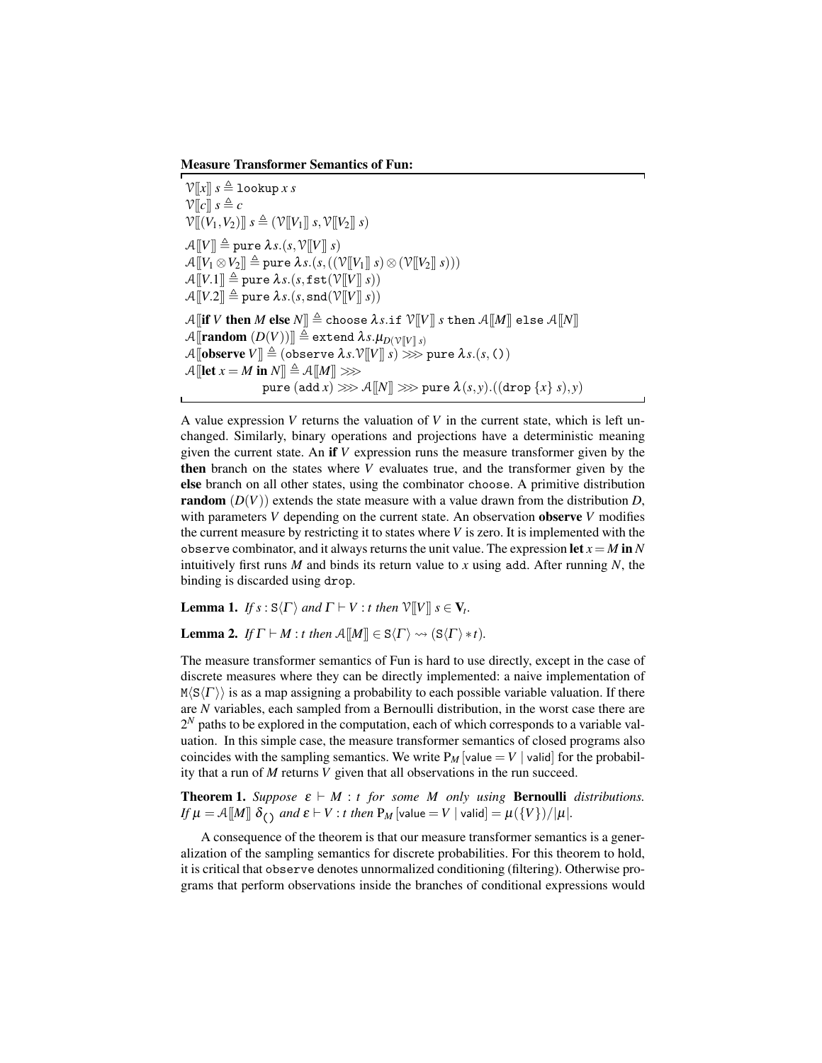**Measure Transformer Semantics of Fun:**

$$\mathcal{V}[\![x]\!]\ s \triangleq \texttt{lookup}\ x\ s$$
$$\mathcal{V}[\![c]\!]\ s \triangleq c$$
$$\mathcal{V}[\![(V_1,V_2)]\!]\ s \triangleq (\mathcal{V}[\![V_1]\!]\ s, \mathcal{V}[\![V_2]\!]\ s)$$

$$\mathcal{A}[\![V]\!] \triangleq \texttt{pure}\ \lambda s.(s, \mathcal{V}[\![V]\!]\ s)$$
$$\mathcal{A}[\![V_1 \otimes V_2]\!] \triangleq \texttt{pure}\ \lambda s.(s, ((\mathcal{V}[\![V_1]\!]\ s) \otimes (\mathcal{V}[\![V_2]\!]\ s)))$$
$$\mathcal{A}[\![V.1]\!] \triangleq \texttt{pure}\ \lambda s.(s, \texttt{fst}(\mathcal{V}[\![V]\!]\ s))$$
$$\mathcal{A}[\![V.2]\!] \triangleq \texttt{pure}\ \lambda s.(s, \texttt{snd}(\mathcal{V}[\![V]\!]\ s))$$

$$\mathcal{A}[\![\textbf{if}\ V\ \textbf{then}\ M\ \textbf{else}\ N]\!] \triangleq \texttt{choose}\ \lambda s.\texttt{if}\ \mathcal{V}[\![V]\!]\ s\ \texttt{then}\ \mathcal{A}[\![M]\!]\ \texttt{else}\ \mathcal{A}[\![N]\!]$$
$$\mathcal{A}[\![\textbf{random}\ (D(V))]\!] \triangleq \texttt{extend}\ \lambda s.\mu_{D(\mathcal{V}[\![V]\!]\ s)}$$
$$\mathcal{A}[\![\textbf{observe}\ V]\!] \triangleq (\texttt{observe}\ \lambda s.\mathcal{V}[\![V]\!]\ s) \ggg \texttt{pure}\ \lambda s.(s,())$$
$$\mathcal{A}[\![\textbf{let}\ x = M\ \textbf{in}\ N]\!] \triangleq \mathcal{A}[\![M]\!] \ggg \texttt{pure}\ (\texttt{add}\ x) \ggg \mathcal{A}[\![N]\!] \ggg \texttt{pure}\ \lambda(s,y).((\texttt{drop}\ \{x\}\ s), y)$$

A value expression $V$ returns the valuation of $V$ in the current state, which is left unchanged. Similarly, binary operations and projections have a deterministic meaning given the current state. An **if** $V$ expression runs the measure transformer given by the **then** branch on the states where $V$ evaluates true, and the transformer given by the **else** branch on all other states, using the combinator `choose`. A primitive distribution **random** $(D(V))$ extends the state measure with a value drawn from the distribution $D$, with parameters $V$ depending on the current state. An observation **observe** $V$ modifies the current measure by restricting it to states where $V$ is zero. It is implemented with the `observe` combinator, and it always returns the unit value. The expression **let** $x = M$ **in** $N$ intuitively first runs $M$ and binds its return value to $x$ using `add`. After running $N$, the binding is discarded using `drop`.

**Lemma 1.** *If* $s : \mathtt{S}\langle\Gamma\rangle$ *and* $\Gamma \vdash V : t$ *then* $\mathcal{V}[\![V]\!]\ s \in \mathbf{V}_t$.

**Lemma 2.** *If* $\Gamma \vdash M : t$ *then* $\mathcal{A}[\![M]\!] \in \mathtt{S}\langle\Gamma\rangle \rightsquigarrow (\mathtt{S}\langle\Gamma\rangle * t)$.

The measure transformer semantics of Fun is hard to use directly, except in the case of discrete measures where they can be directly implemented: a naive implementation of $\mathtt{M}\langle\mathtt{S}\langle\Gamma\rangle\rangle$ is as a map assigning a probability to each possible variable valuation. If there are $N$ variables, each sampled from a Bernoulli distribution, in the worst case there are $2^N$ paths to be explored in the computation, each of which corresponds to a variable valuation. In this simple case, the measure transformer semantics of closed programs also coincides with the sampling semantics. We write $\mathrm{P}_M[\mathsf{value} = V \mid \mathsf{valid}]$ for the probability that a run of $M$ returns $V$ given that all observations in the run succeed.

**Theorem 1.** *Suppose* $\varepsilon \vdash M : t$ *for some* $M$ *only using* **Bernoulli** *distributions. If* $\mu = \mathcal{A}[\![M]\!]\ \delta_{()}$ *and* $\varepsilon \vdash V : t$ *then* $\mathrm{P}_M[\mathsf{value} = V \mid \mathsf{valid}] = \mu(\{V\})/|\mu|$.

A consequence of the theorem is that our measure transformer semantics is a generalization of the sampling semantics for discrete probabilities. For this theorem to hold, it is critical that `observe` denotes unnormalized conditioning (filtering). Otherwise programs that perform observations inside the branches of conditional expressions would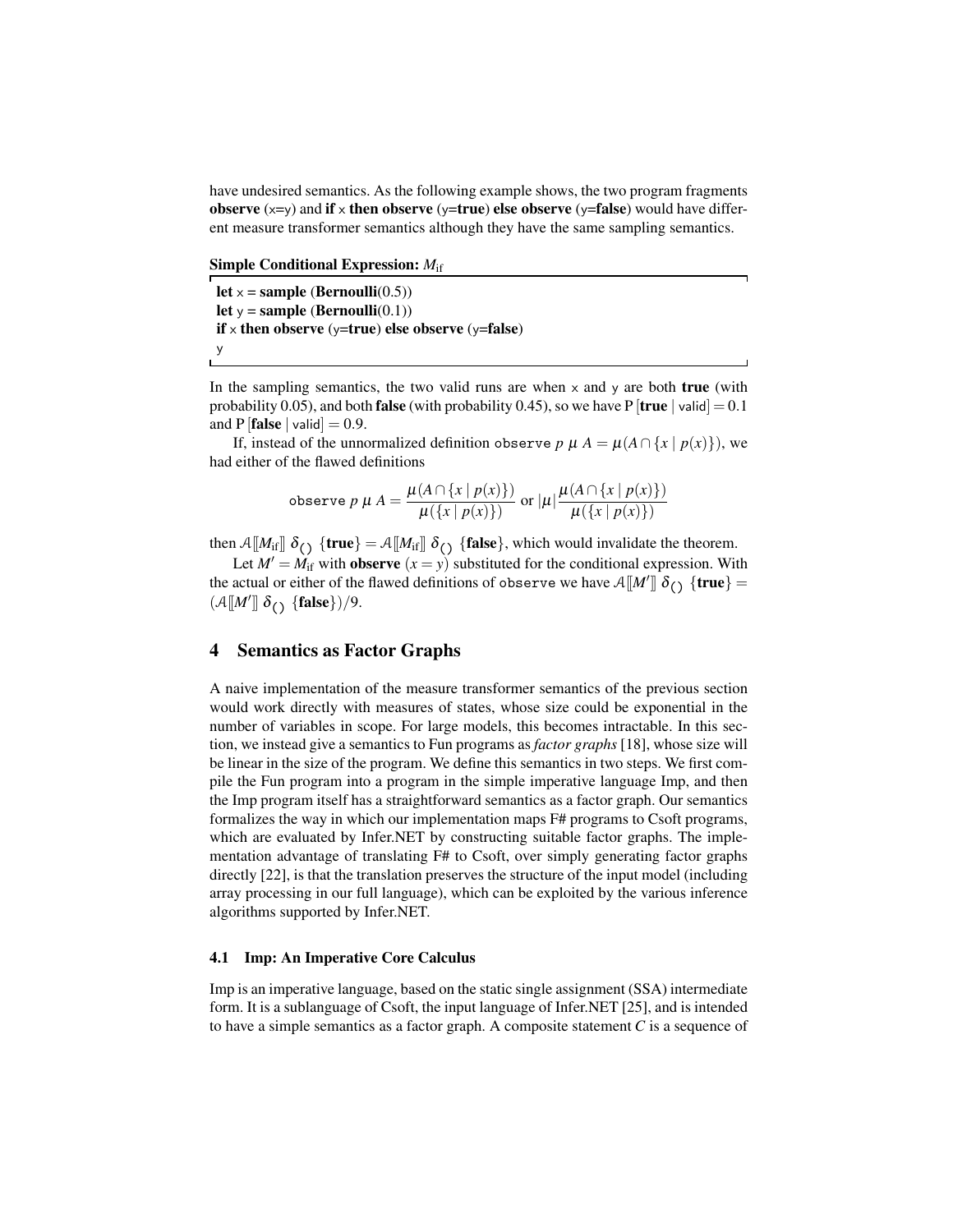have undesired semantics. As the following example shows, the two program fragments **observe** (x=y) and **if** x **then observe** (y=**true**) **else observe** (y=**false**) would have different measure transformer semantics although they have the same sampling semantics.

**Simple Conditional Expression:** $M_{\text{if}}$

```
let x = sample (Bernoulli(0.5))
let y = sample (Bernoulli(0.1))
if x then observe (y=true) else observe (y=false)
y
```

In the sampling semantics, the two valid runs are when x and y are both **true** (with probability 0.05), and both **false** (with probability 0.45), so we have $\mathrm{P}[\textbf{true} \mid \mathsf{valid}] = 0.1$ and $\mathrm{P}[\textbf{false} \mid \mathsf{valid}] = 0.9$.

If, instead of the unnormalized definition `observe` $p\ \mu\ A = \mu(A \cap \{x \mid p(x)\})$, we had either of the flawed definitions

$$\texttt{observe}\ p\ \mu\ A = \frac{\mu(A \cap \{x \mid p(x)\})}{\mu(\{x \mid p(x)\})} \text{ or } |\mu|\frac{\mu(A \cap \{x \mid p(x)\})}{\mu(\{x \mid p(x)\})}$$

then $\mathcal{A}[\![M_{\text{if}}]\!]\ \delta_{()}\ \{\textbf{true}\} = \mathcal{A}[\![M_{\text{if}}]\!]\ \delta_{()}\ \{\textbf{false}\}$, which would invalidate the theorem.

Let $M' = M_{\text{if}}$ with **observe** $(x = y)$ substituted for the conditional expression. With the actual or either of the flawed definitions of `observe` we have $\mathcal{A}[\![M']\!]\ \delta_{()}\ \{\textbf{true}\} = (\mathcal{A}[\![M']\!]\ \delta_{()}\ \{\textbf{false}\})/9$.

## 4 Semantics as Factor Graphs

A naive implementation of the measure transformer semantics of the previous section would work directly with measures of states, whose size could be exponential in the number of variables in scope. For large models, this becomes intractable. In this section, we instead give a semantics to Fun programs as *factor graphs* [18], whose size will be linear in the size of the program. We define this semantics in two steps. We first compile the Fun program into a program in the simple imperative language Imp, and then the Imp program itself has a straightforward semantics as a factor graph. Our semantics formalizes the way in which our implementation maps F# programs to Csoft programs, which are evaluated by Infer.NET by constructing suitable factor graphs. The implementation advantage of translating F# to Csoft, over simply generating factor graphs directly [22], is that the translation preserves the structure of the input model (including array processing in our full language), which can be exploited by the various inference algorithms supported by Infer.NET.

### 4.1 Imp: An Imperative Core Calculus

Imp is an imperative language, based on the static single assignment (SSA) intermediate form. It is a sublanguage of Csoft, the input language of Infer.NET [25], and is intended to have a simple semantics as a factor graph. A composite statement $C$ is a sequence of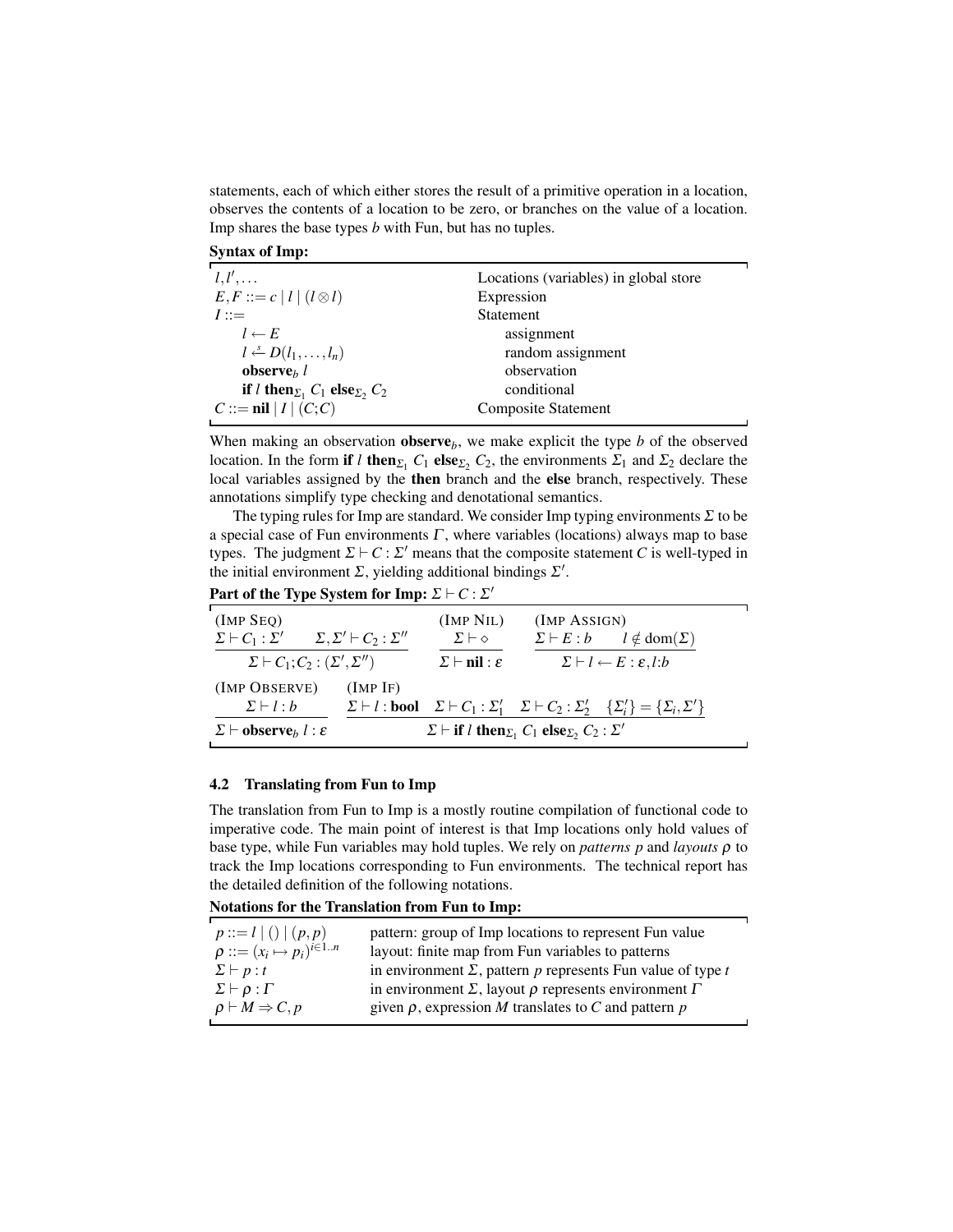statements, each of which either stores the result of a primitive operation in a location, observes the contents of a location to be zero, or branches on the value of a location. Imp shares the base types $b$ with Fun, but has no tuples.

**Syntax of Imp:**

| | |
|---|---|
| $l, l', \ldots$ | Locations (variables) in global store |
| $E, F ::= c \mid l \mid (l \otimes l)$ | Expression |
| $I ::=$ | Statement |
| $\quad l \leftarrow E$ | assignment |
| $\quad l \xleftarrow{s} D(l_1, \ldots, l_n)$ | random assignment |
| $\quad \mathbf{observe}_b\ l$ | observation |
| $\quad \mathbf{if}\ l\ \mathbf{then}_{\Sigma_1}\ C_1\ \mathbf{else}_{\Sigma_2}\ C_2$ | conditional |
| $C ::= \mathbf{nil} \mid I \mid (C; C)$ | Composite Statement |

When making an observation $\mathbf{observe}_b$, we make explicit the type $b$ of the observed location. In the form $\mathbf{if}\ l\ \mathbf{then}_{\Sigma_1}\ C_1\ \mathbf{else}_{\Sigma_2}\ C_2$, the environments $\Sigma_1$ and $\Sigma_2$ declare the local variables assigned by the **then** branch and the **else** branch, respectively. These annotations simplify type checking and denotational semantics.

The typing rules for Imp are standard. We consider Imp typing environments $\Sigma$ to be a special case of Fun environments $\Gamma$, where variables (locations) always map to base types. The judgment $\Sigma \vdash C : \Sigma'$ means that the composite statement $C$ is well-typed in the initial environment $\Sigma$, yielding additional bindings $\Sigma'$.

**Part of the Type System for Imp:** $\Sigma \vdash C : \Sigma'$

(Imp Seq)
$$\frac{\Sigma \vdash C_1 : \Sigma' \qquad \Sigma, \Sigma' \vdash C_2 : \Sigma''}{\Sigma \vdash C_1; C_2 : (\Sigma', \Sigma'')}$$

(Imp Nil)
$$\frac{\Sigma \vdash \diamond}{\Sigma \vdash \mathbf{nil} : \varepsilon}$$

(Imp Assign)
$$\frac{\Sigma \vdash E : b \qquad l \notin \mathrm{dom}(\Sigma)}{\Sigma \vdash l \leftarrow E : \varepsilon, l{:}b}$$

(Imp Observe)
$$\frac{\Sigma \vdash l : b}{\Sigma \vdash \mathbf{observe}_b\ l : \varepsilon}$$

(Imp If)
$$\frac{\Sigma \vdash l : \mathbf{bool} \quad \Sigma \vdash C_1 : \Sigma_1' \quad \Sigma \vdash C_2 : \Sigma_2' \quad \{\Sigma_i'\} = \{\Sigma_i, \Sigma'\}}{\Sigma \vdash \mathbf{if}\ l\ \mathbf{then}_{\Sigma_1}\ C_1\ \mathbf{else}_{\Sigma_2}\ C_2 : \Sigma'}$$

### 4.2 Translating from Fun to Imp

The translation from Fun to Imp is a mostly routine compilation of functional code to imperative code. The main point of interest is that Imp locations only hold values of base type, while Fun variables may hold tuples. We rely on *patterns* $p$ and *layouts* $\rho$ to track the Imp locations corresponding to Fun environments. The technical report has the detailed definition of the following notations.

**Notations for the Translation from Fun to Imp:**

| | |
|---|---|
| $p ::= l \mid () \mid (p, p)$ | pattern: group of Imp locations to represent Fun value |
| $\rho ::= (x_i \mapsto p_i)^{i \in 1..n}$ | layout: finite map from Fun variables to patterns |
| $\Sigma \vdash p : t$ | in environment $\Sigma$, pattern $p$ represents Fun value of type $t$ |
| $\Sigma \vdash \rho : \Gamma$ | in environment $\Sigma$, layout $\rho$ represents environment $\Gamma$ |
| $\rho \vdash M \Rightarrow C, p$ | given $\rho$, expression $M$ translates to $C$ and pattern $p$ |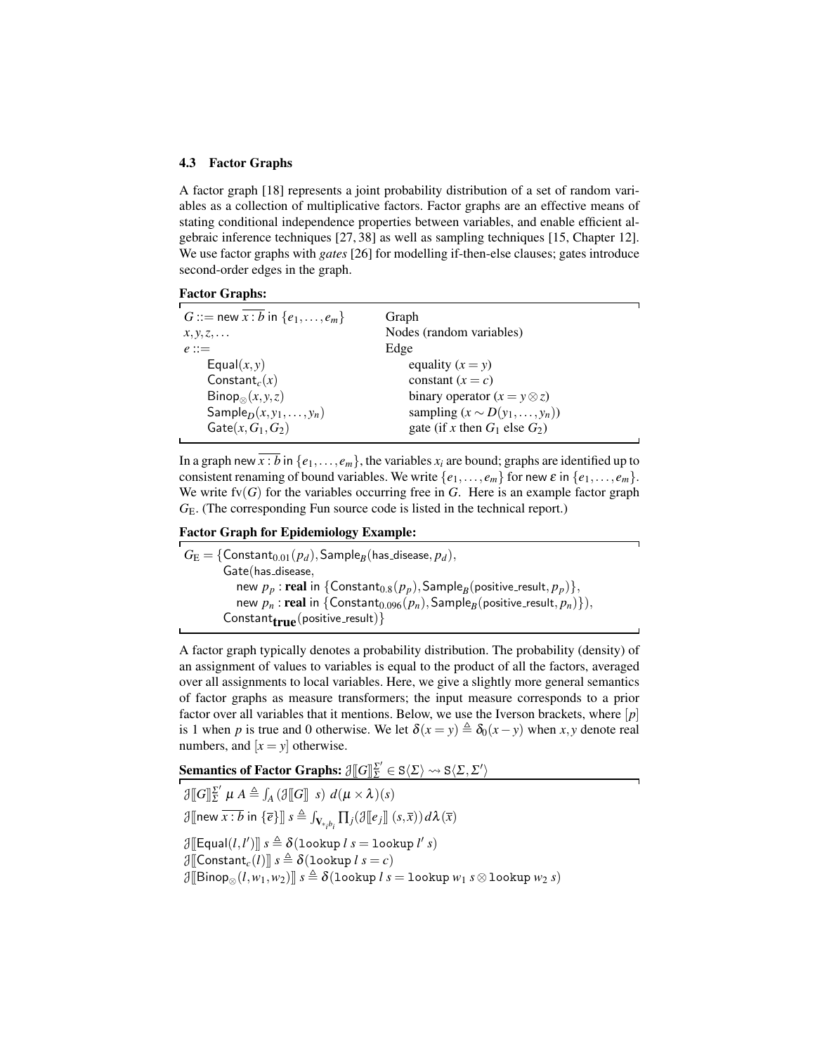### 4.3 Factor Graphs

A factor graph [18] represents a joint probability distribution of a set of random variables as a collection of multiplicative factors. Factor graphs are an effective means of stating conditional independence properties between variables, and enable efficient algebraic inference techniques [27, 38] as well as sampling techniques [15, Chapter 12]. We use factor graphs with *gates* [26] for modelling if-then-else clauses; gates introduce second-order edges in the graph.

**Factor Graphs:**

| | |
|---|---|
| $G ::= \mathsf{new}\ \overline{x:b}\ \mathsf{in}\ \{e_1,\ldots,e_m\}$ | Graph |
| $x,y,z,\ldots$ | Nodes (random variables) |
| $e ::=$ | Edge |
| $\quad \mathsf{Equal}(x,y)$ | equality $(x=y)$ |
| $\quad \mathsf{Constant}_c(x)$ | constant $(x=c)$ |
| $\quad \mathsf{Binop}_\otimes(x,y,z)$ | binary operator $(x=y\otimes z)$ |
| $\quad \mathsf{Sample}_D(x,y_1,\ldots,y_n)$ | sampling $(x\sim D(y_1,\ldots,y_n))$ |
| $\quad \mathsf{Gate}(x,G_1,G_2)$ | gate (if $x$ then $G_1$ else $G_2$) |

In a graph $\mathsf{new}\ \overline{x:b}\ \mathsf{in}\ \{e_1,\ldots,e_m\}$, the variables $x_i$ are bound; graphs are identified up to consistent renaming of bound variables. We write $\{e_1,\ldots,e_m\}$ for $\mathsf{new}\ \varepsilon\ \mathsf{in}\ \{e_1,\ldots,e_m\}$. We write $\mathrm{fv}(G)$ for the variables occurring free in $G$. Here is an example factor graph $G_{\mathrm{E}}$. (The corresponding Fun source code is listed in the technical report.)

**Factor Graph for Epidemiology Example:**

$$
\begin{aligned}
G_{\mathrm{E}} = \{&\mathsf{Constant}_{0.01}(p_d), \mathsf{Sample}_B(\mathsf{has\_disease}, p_d),\\
&\mathsf{Gate}(\mathsf{has\_disease},\\
&\quad \mathsf{new}\ p_p : \mathbf{real}\ \mathsf{in}\ \{\mathsf{Constant}_{0.8}(p_p), \mathsf{Sample}_B(\mathsf{positive\_result}, p_p)\},\\
&\quad \mathsf{new}\ p_n : \mathbf{real}\ \mathsf{in}\ \{\mathsf{Constant}_{0.096}(p_n), \mathsf{Sample}_B(\mathsf{positive\_result}, p_n)\}),\\
&\mathsf{Constant}_{\mathbf{true}}(\mathsf{positive\_result})\}
\end{aligned}
$$

A factor graph typically denotes a probability distribution. The probability (density) of an assignment of values to variables is equal to the product of all the factors, averaged over all assignments to local variables. Here, we give a slightly more general semantics of factor graphs as measure transformers; the input measure corresponds to a prior factor over all variables that it mentions. Below, we use the Iverson brackets, where $[p]$ is 1 when $p$ is true and 0 otherwise. We let $\delta(x=y) \triangleq \delta_0(x-y)$ when $x,y$ denote real numbers, and $[x=y]$ otherwise.

**Semantics of Factor Graphs:** $\mathcal{J}[\![G]\!]_{\Sigma}^{\Sigma'} \in \mathtt{S}\langle\Sigma\rangle \rightsquigarrow \mathtt{S}\langle\Sigma,\Sigma'\rangle$

$$
\begin{aligned}
&\mathcal{J}[\![G]\!]_{\Sigma}^{\Sigma'}\ \mu\ A \triangleq \int_A (\mathcal{J}[\![G]\!]\ s)\ d(\mu\times\lambda)(s)\\
&\mathcal{J}[\![\mathsf{new}\ \overline{x:b}\ \mathsf{in}\ \{\overline{e}\}]\!]\ s \triangleq \int_{\mathbf{V}_{\times_i b_i}} \prod_j (\mathcal{J}[\![e_j]\!]\ (s,\overline{x}))\, d\lambda(\overline{x})\\
&\mathcal{J}[\![\mathsf{Equal}(l,l')]\!]\ s \triangleq \delta(\mathtt{lookup}\ l\ s = \mathtt{lookup}\ l'\ s)\\
&\mathcal{J}[\![\mathsf{Constant}_c(l)]\!]\ s \triangleq \delta(\mathtt{lookup}\ l\ s = c)\\
&\mathcal{J}[\![\mathsf{Binop}_\otimes(l,w_1,w_2)]\!]\ s \triangleq \delta(\mathtt{lookup}\ l\ s = \mathtt{lookup}\ w_1\ s \otimes \mathtt{lookup}\ w_2\ s)
\end{aligned}
$$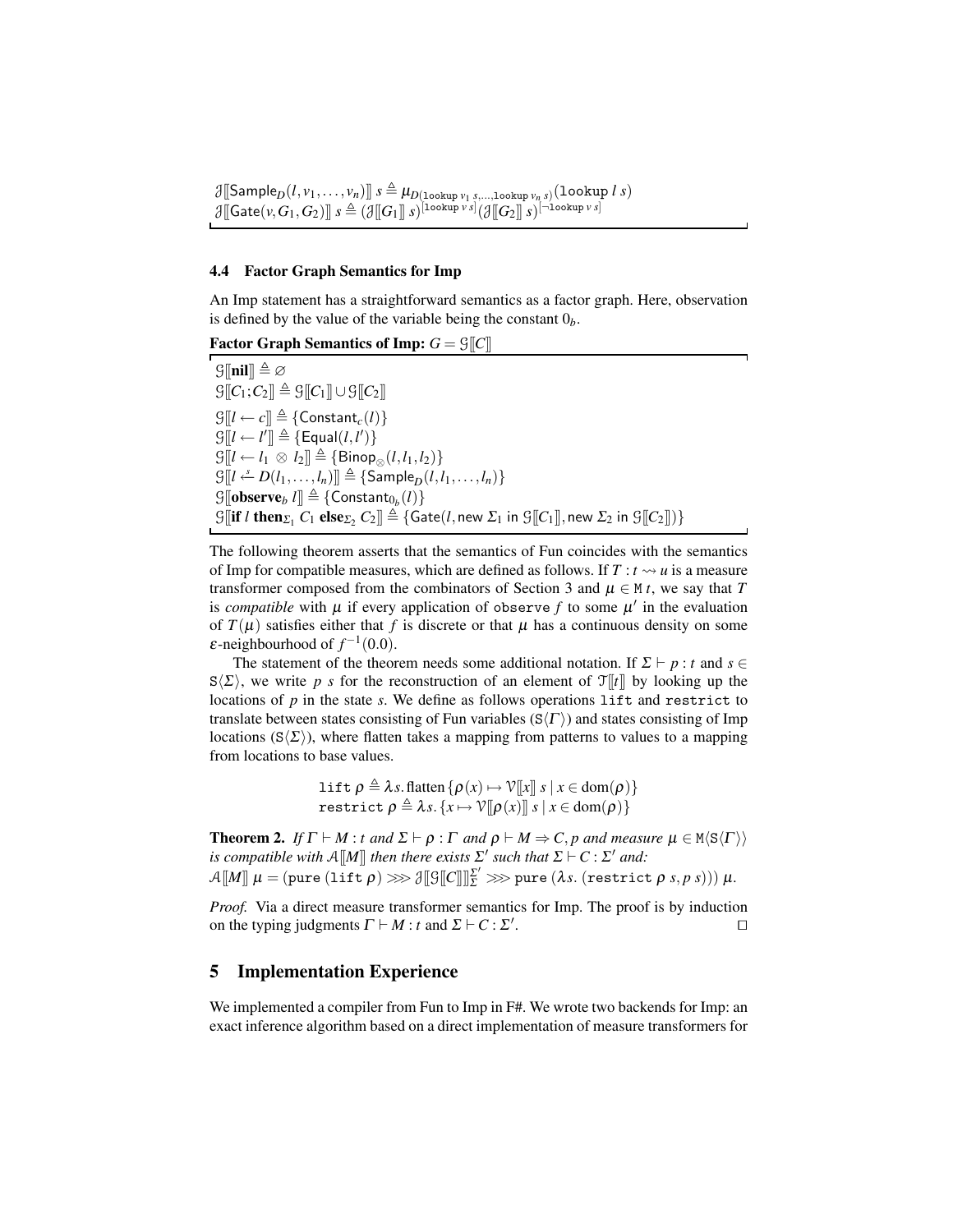$\mathcal{J}[\![\mathsf{Sample}_D(l, v_1, \ldots, v_n)]\!]\ s \triangleq \mu_{D(\texttt{lookup}\ v_1\ s, \ldots, \texttt{lookup}\ v_n\ s)}(\texttt{lookup}\ l\ s)$
$\mathcal{J}[\![\mathsf{Gate}(v, G_1, G_2)]\!]\ s \triangleq (\mathcal{J}[\![G_1]\!]\ s)^{[\texttt{lookup}\ v\ s]}(\mathcal{J}[\![G_2]\!]\ s)^{[\neg\texttt{lookup}\ v\ s]}$

### 4.4 Factor Graph Semantics for Imp

An Imp statement has a straightforward semantics as a factor graph. Here, observation is defined by the value of the variable being the constant $0_b$.

**Factor Graph Semantics of Imp:** $G = \mathcal{G}[\![C]\!]$

$\mathcal{G}[\![\textbf{nil}]\!] \triangleq \varnothing$
$\mathcal{G}[\![C_1; C_2]\!] \triangleq \mathcal{G}[\![C_1]\!] \cup \mathcal{G}[\![C_2]\!]$
$\mathcal{G}[\![l \leftarrow c]\!] \triangleq \{\mathsf{Constant}_c(l)\}$
$\mathcal{G}[\![l \leftarrow l']\!] \triangleq \{\mathsf{Equal}(l, l')\}$
$\mathcal{G}[\![l \leftarrow l_1 \otimes l_2]\!] \triangleq \{\mathsf{Binop}_\otimes(l, l_1, l_2)\}$
$\mathcal{G}[\![l \xleftarrow{s} D(l_1, \ldots, l_n)]\!] \triangleq \{\mathsf{Sample}_D(l, l_1, \ldots, l_n)\}$
$\mathcal{G}[\![\textbf{observe}_b\ l]\!] \triangleq \{\mathsf{Constant}_{0_b}(l)\}$
$\mathcal{G}[\![\textbf{if}\ l\ \textbf{then}_{\Sigma_1}\ C_1\ \textbf{else}_{\Sigma_2}\ C_2]\!] \triangleq \{\mathsf{Gate}(l, \text{new}\ \Sigma_1\ \text{in}\ \mathcal{G}[\![C_1]\!], \text{new}\ \Sigma_2\ \text{in}\ \mathcal{G}[\![C_2]\!])\}$

The following theorem asserts that the semantics of Fun coincides with the semantics of Imp for compatible measures, which are defined as follows. If $T : t \rightsquigarrow u$ is a measure transformer composed from the combinators of Section 3 and $\mu \in \mathtt{M}\ t$, we say that $T$ is *compatible* with $\mu$ if every application of $\texttt{observe}\ f$ to some $\mu'$ in the evaluation of $T(\mu)$ satisfies either that $f$ is discrete or that $\mu$ has a continuous density on some $\varepsilon$-neighbourhood of $f^{-1}(0.0)$.

The statement of the theorem needs some additional notation. If $\Sigma \vdash p : t$ and $s \in \mathtt{S}\langle\Sigma\rangle$, we write $p\ s$ for the reconstruction of an element of $\mathcal{T}[\![t]\!]$ by looking up the locations of $p$ in the state $s$. We define as follows operations $\texttt{lift}$ and $\texttt{restrict}$ to translate between states consisting of Fun variables ($\mathtt{S}\langle\Gamma\rangle$) and states consisting of Imp locations ($\mathtt{S}\langle\Sigma\rangle$), where flatten takes a mapping from patterns to values to a mapping from locations to base values.

$$\texttt{lift}\ \rho \triangleq \lambda s.\,\text{flatten}\,\{\rho(x) \mapsto \mathcal{V}[\![x]\!]\ s \mid x \in \text{dom}(\rho)\}$$
$$\texttt{restrict}\ \rho \triangleq \lambda s.\,\{x \mapsto \mathcal{V}[\![\rho(x)]\!]\ s \mid x \in \text{dom}(\rho)\}$$

**Theorem 2.** *If $\Gamma \vdash M : t$ and $\Sigma \vdash \rho : \Gamma$ and $\rho \vdash M \Rightarrow C, p$ and measure $\mu \in \mathtt{M}\langle\mathtt{S}\langle\Gamma\rangle\rangle$ is compatible with $\mathcal{A}[\![M]\!]$ then there exists $\Sigma'$ such that $\Sigma \vdash C : \Sigma'$ and:*
$\mathcal{A}[\![M]\!]\ \mu = (\texttt{pure}\ (\texttt{lift}\ \rho) \ggg \mathcal{J}[\![\mathcal{G}[\![C]\!]]\!]_{\Sigma}^{\Sigma'} \ggg \texttt{pure}\ (\lambda s.\ (\texttt{restrict}\ \rho\ s, p\ s)))\ \mu.$

*Proof.* Via a direct measure transformer semantics for Imp. The proof is by induction on the typing judgments $\Gamma \vdash M : t$ and $\Sigma \vdash C : \Sigma'$. □

## 5 Implementation Experience

We implemented a compiler from Fun to Imp in F#. We wrote two backends for Imp: an exact inference algorithm based on a direct implementation of measure transformers for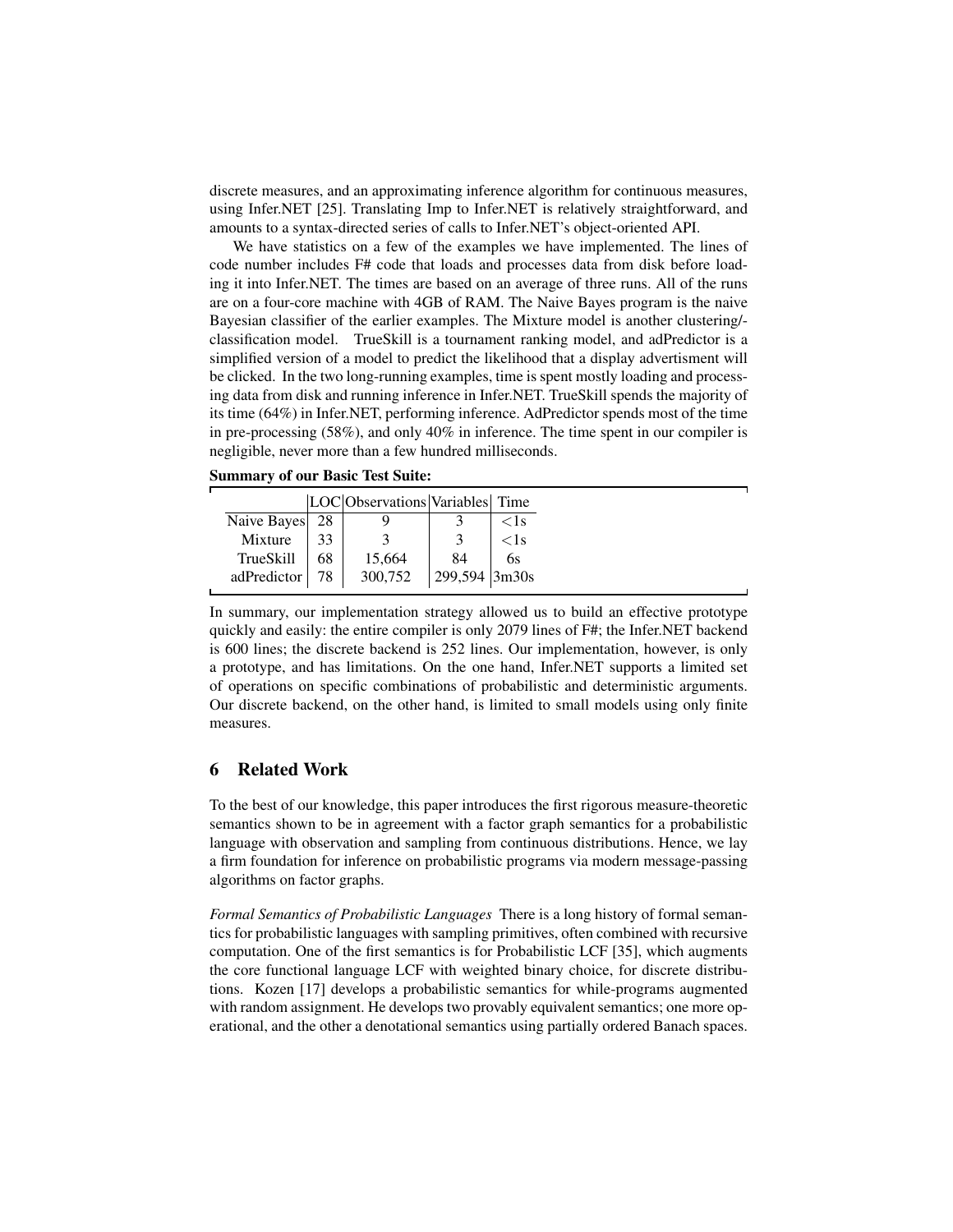discrete measures, and an approximating inference algorithm for continuous measures, using Infer.NET [25]. Translating Imp to Infer.NET is relatively straightforward, and amounts to a syntax-directed series of calls to Infer.NET's object-oriented API.

We have statistics on a few of the examples we have implemented. The lines of code number includes F# code that loads and processes data from disk before loading it into Infer.NET. The times are based on an average of three runs. All of the runs are on a four-core machine with 4GB of RAM. The Naive Bayes program is the naive Bayesian classifier of the earlier examples. The Mixture model is another clustering/classification model. TrueSkill is a tournament ranking model, and adPredictor is a simplified version of a model to predict the likelihood that a display advertisment will be clicked. In the two long-running examples, time is spent mostly loading and processing data from disk and running inference in Infer.NET. TrueSkill spends the majority of its time (64%) in Infer.NET, performing inference. AdPredictor spends most of the time in pre-processing (58%), and only 40% in inference. The time spent in our compiler is negligible, never more than a few hundred milliseconds.

**Summary of our Basic Test Suite:**

| | LOC | Observations | Variables | Time |
|---|---|---|---|---|
| Naive Bayes | 28 | 9 | 3 | <1s |
| Mixture | 33 | 3 | 3 | <1s |
| TrueSkill | 68 | 15,664 | 84 | 6s |
| adPredictor | 78 | 300,752 | 299,594 | 3m30s |

In summary, our implementation strategy allowed us to build an effective prototype quickly and easily: the entire compiler is only 2079 lines of F#; the Infer.NET backend is 600 lines; the discrete backend is 252 lines. Our implementation, however, is only a prototype, and has limitations. On the one hand, Infer.NET supports a limited set of operations on specific combinations of probabilistic and deterministic arguments. Our discrete backend, on the other hand, is limited to small models using only finite measures.

## 6 Related Work

To the best of our knowledge, this paper introduces the first rigorous measure-theoretic semantics shown to be in agreement with a factor graph semantics for a probabilistic language with observation and sampling from continuous distributions. Hence, we lay a firm foundation for inference on probabilistic programs via modern message-passing algorithms on factor graphs.

*Formal Semantics of Probabilistic Languages* There is a long history of formal semantics for probabilistic languages with sampling primitives, often combined with recursive computation. One of the first semantics is for Probabilistic LCF [35], which augments the core functional language LCF with weighted binary choice, for discrete distributions. Kozen [17] develops a probabilistic semantics for while-programs augmented with random assignment. He develops two provably equivalent semantics; one more operational, and the other a denotational semantics using partially ordered Banach spaces.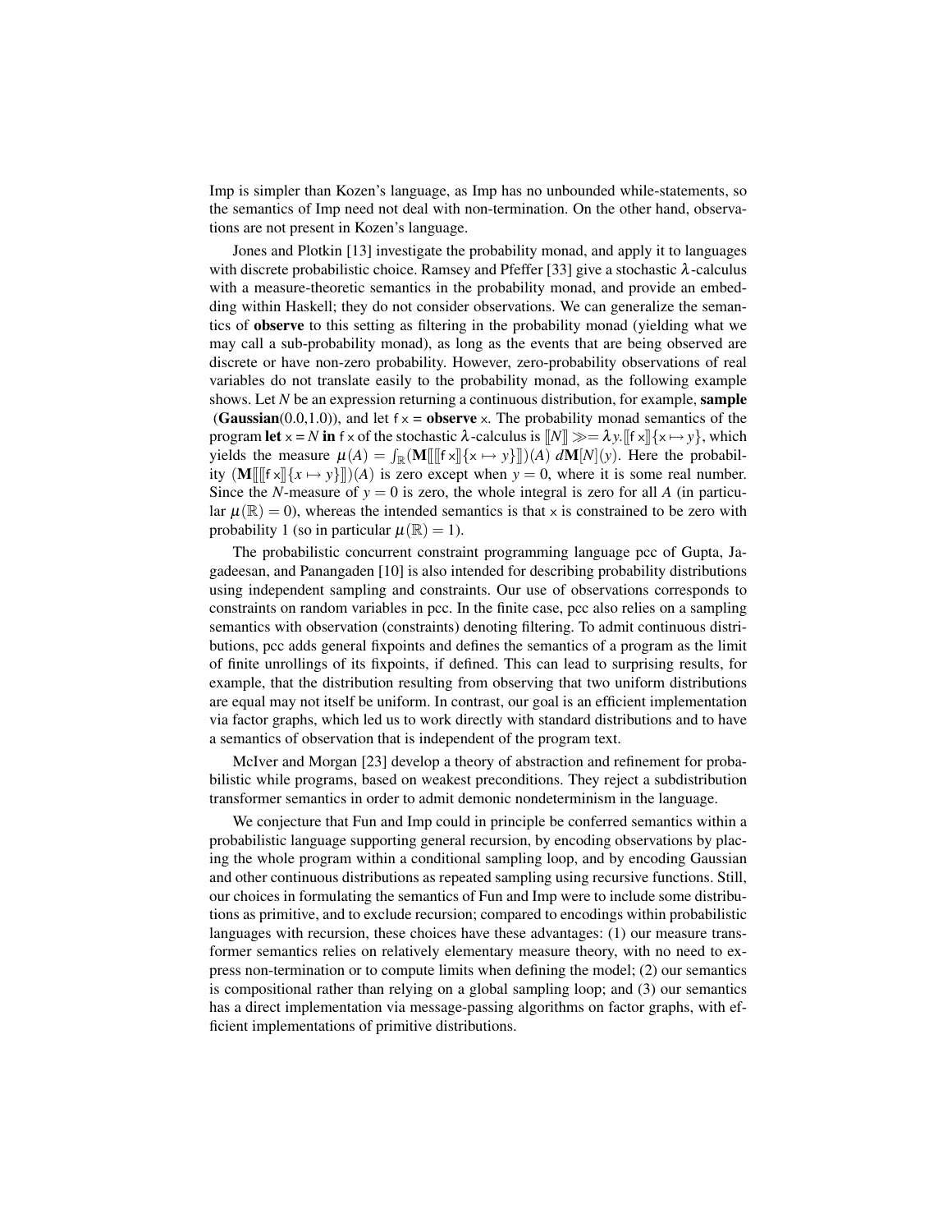Imp is simpler than Kozen's language, as Imp has no unbounded while-statements, so the semantics of Imp need not deal with non-termination. On the other hand, observations are not present in Kozen's language.

Jones and Plotkin [13] investigate the probability monad, and apply it to languages with discrete probabilistic choice. Ramsey and Pfeffer [33] give a stochastic $\lambda$-calculus with a measure-theoretic semantics in the probability monad, and provide an embedding within Haskell; they do not consider observations. We can generalize the semantics of **observe** to this setting as filtering in the probability monad (yielding what we may call a sub-probability monad), as long as the events that are being observed are discrete or have non-zero probability. However, zero-probability observations of real variables do not translate easily to the probability monad, as the following example shows. Let $N$ be an expression returning a continuous distribution, for example, **sample** (**Gaussian**(0.0,1.0)), and let f x = **observe** x. The probability monad semantics of the program **let** x = $N$ **in** f x of the stochastic $\lambda$-calculus is $[\![N]\!] \gg= \lambda y.[\![\mathsf{f}\ \mathsf{x}]\!]\{\mathsf{x} \mapsto y\}$, which yields the measure $\mu(A) = \int_{\mathbb{R}} (\mathbf{M}[\![[\![\mathsf{f}\ \mathsf{x}]\!]\{\mathsf{x} \mapsto y\}]\!])(A)\ d\mathbf{M}[N](y)$. Here the probability $(\mathbf{M}[\![[\![\mathsf{f}\ \mathsf{x}]\!]\{x \mapsto y\}]\!])(A)$ is zero except when $y = 0$, where it is some real number. Since the $N$-measure of $y = 0$ is zero, the whole integral is zero for all $A$ (in particular $\mu(\mathbb{R}) = 0$), whereas the intended semantics is that x is constrained to be zero with probability 1 (so in particular $\mu(\mathbb{R}) = 1$).

The probabilistic concurrent constraint programming language pcc of Gupta, Jagadeesan, and Panangaden [10] is also intended for describing probability distributions using independent sampling and constraints. Our use of observations corresponds to constraints on random variables in pcc. In the finite case, pcc also relies on a sampling semantics with observation (constraints) denoting filtering. To admit continuous distributions, pcc adds general fixpoints and defines the semantics of a program as the limit of finite unrollings of its fixpoints, if defined. This can lead to surprising results, for example, that the distribution resulting from observing that two uniform distributions are equal may not itself be uniform. In contrast, our goal is an efficient implementation via factor graphs, which led us to work directly with standard distributions and to have a semantics of observation that is independent of the program text.

McIver and Morgan [23] develop a theory of abstraction and refinement for probabilistic while programs, based on weakest preconditions. They reject a subdistribution transformer semantics in order to admit demonic nondeterminism in the language.

We conjecture that Fun and Imp could in principle be conferred semantics within a probabilistic language supporting general recursion, by encoding observations by placing the whole program within a conditional sampling loop, and by encoding Gaussian and other continuous distributions as repeated sampling using recursive functions. Still, our choices in formulating the semantics of Fun and Imp were to include some distributions as primitive, and to exclude recursion; compared to encodings within probabilistic languages with recursion, these choices have these advantages: (1) our measure transformer semantics relies on relatively elementary measure theory, with no need to express non-termination or to compute limits when defining the model; (2) our semantics is compositional rather than relying on a global sampling loop; and (3) our semantics has a direct implementation via message-passing algorithms on factor graphs, with efficient implementations of primitive distributions.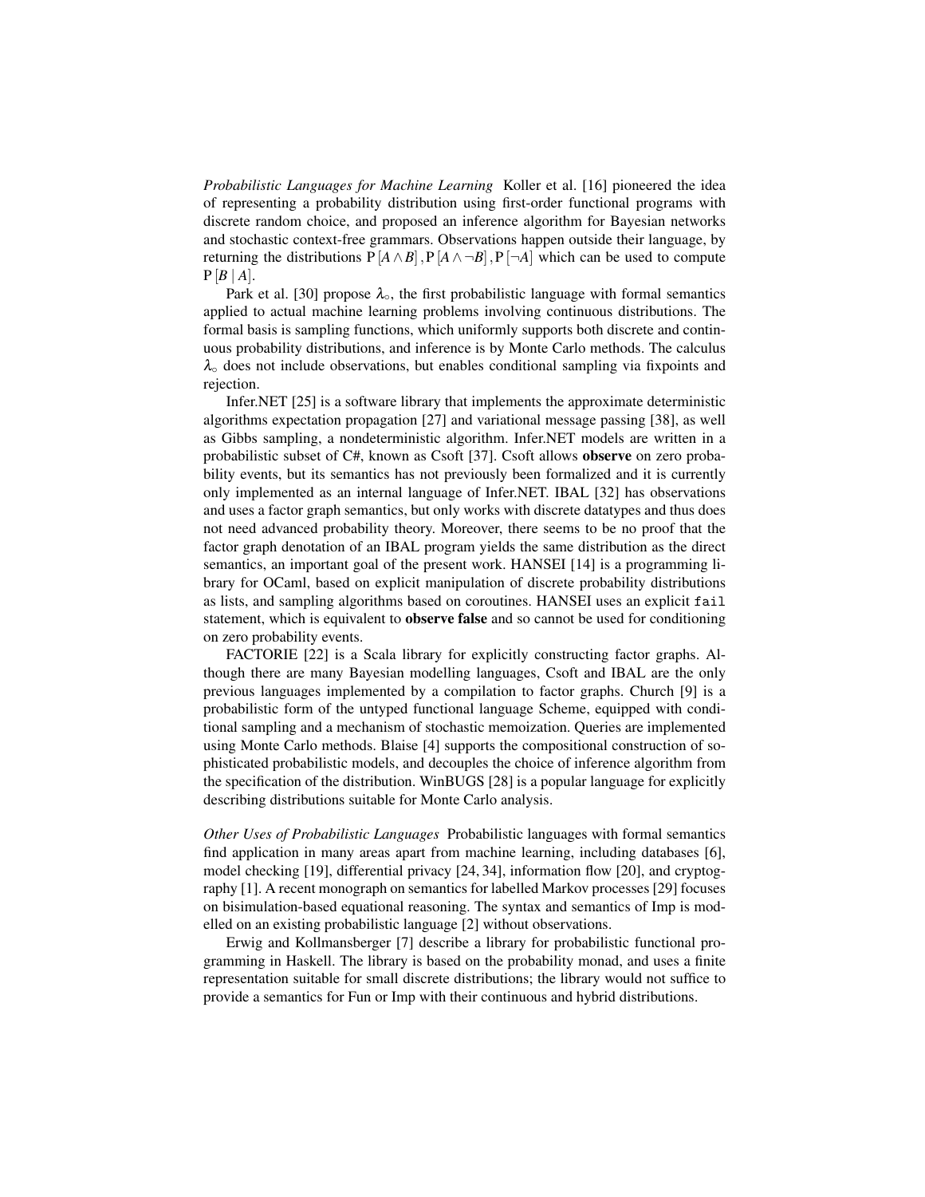*Probabilistic Languages for Machine Learning* Koller et al. [16] pioneered the idea of representing a probability distribution using first-order functional programs with discrete random choice, and proposed an inference algorithm for Bayesian networks and stochastic context-free grammars. Observations happen outside their language, by returning the distributions $\mathrm{P}[A \wedge B], \mathrm{P}[A \wedge \neg B], \mathrm{P}[\neg A]$ which can be used to compute $\mathrm{P}[B \mid A]$.

Park et al. [30] propose $\lambda_\circ$, the first probabilistic language with formal semantics applied to actual machine learning problems involving continuous distributions. The formal basis is sampling functions, which uniformly supports both discrete and continuous probability distributions, and inference is by Monte Carlo methods. The calculus $\lambda_\circ$ does not include observations, but enables conditional sampling via fixpoints and rejection.

Infer.NET [25] is a software library that implements the approximate deterministic algorithms expectation propagation [27] and variational message passing [38], as well as Gibbs sampling, a nondeterministic algorithm. Infer.NET models are written in a probabilistic subset of C#, known as Csoft [37]. Csoft allows **observe** on zero probability events, but its semantics has not previously been formalized and it is currently only implemented as an internal language of Infer.NET. IBAL [32] has observations and uses a factor graph semantics, but only works with discrete datatypes and thus does not need advanced probability theory. Moreover, there seems to be no proof that the factor graph denotation of an IBAL program yields the same distribution as the direct semantics, an important goal of the present work. HANSEI [14] is a programming library for OCaml, based on explicit manipulation of discrete probability distributions as lists, and sampling algorithms based on coroutines. HANSEI uses an explicit `fail` statement, which is equivalent to **observe false** and so cannot be used for conditioning on zero probability events.

FACTORIE [22] is a Scala library for explicitly constructing factor graphs. Although there are many Bayesian modelling languages, Csoft and IBAL are the only previous languages implemented by a compilation to factor graphs. Church [9] is a probabilistic form of the untyped functional language Scheme, equipped with conditional sampling and a mechanism of stochastic memoization. Queries are implemented using Monte Carlo methods. Blaise [4] supports the compositional construction of sophisticated probabilistic models, and decouples the choice of inference algorithm from the specification of the distribution. WinBUGS [28] is a popular language for explicitly describing distributions suitable for Monte Carlo analysis.

*Other Uses of Probabilistic Languages* Probabilistic languages with formal semantics find application in many areas apart from machine learning, including databases [6], model checking [19], differential privacy [24, 34], information flow [20], and cryptography [1]. A recent monograph on semantics for labelled Markov processes [29] focuses on bisimulation-based equational reasoning. The syntax and semantics of Imp is modelled on an existing probabilistic language [2] without observations.

Erwig and Kollmansberger [7] describe a library for probabilistic functional programming in Haskell. The library is based on the probability monad, and uses a finite representation suitable for small discrete distributions; the library would not suffice to provide a semantics for Fun or Imp with their continuous and hybrid distributions.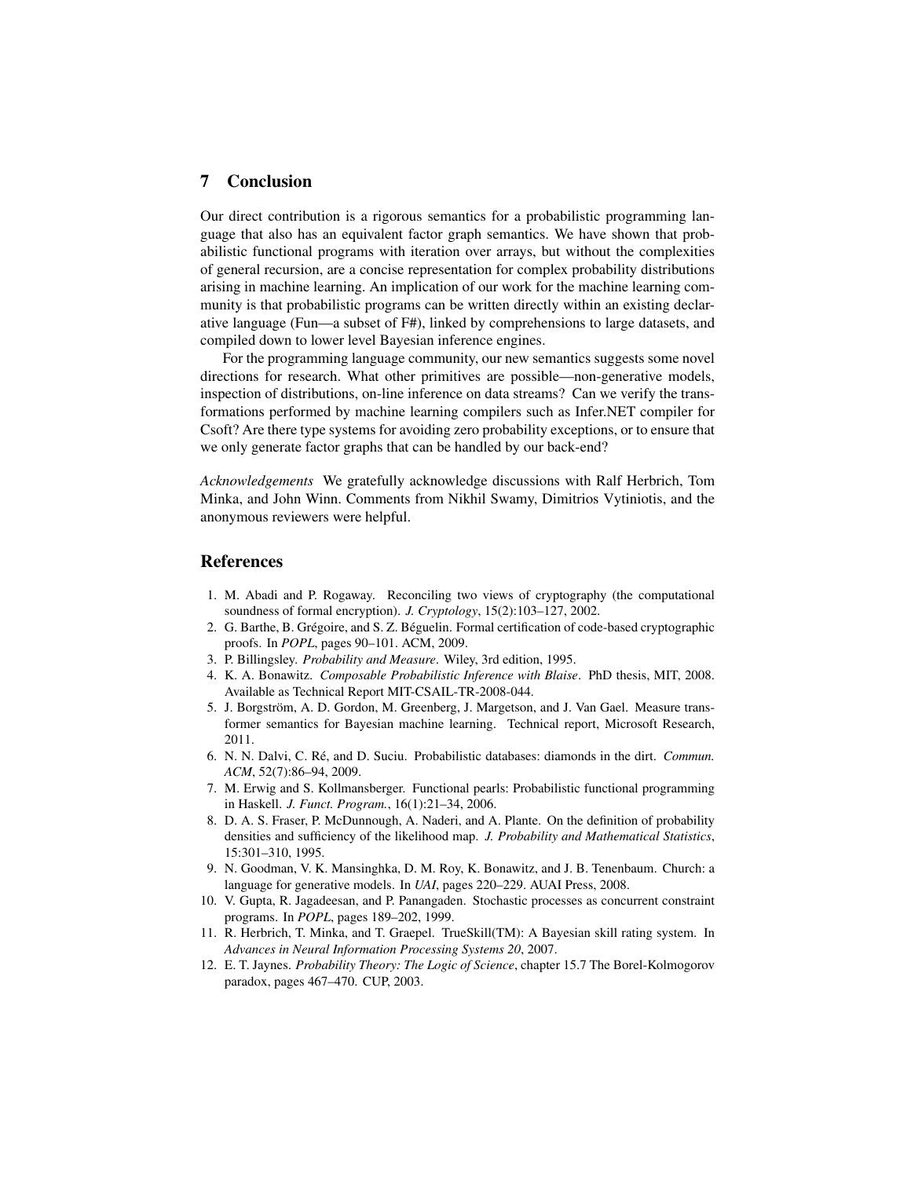## 7 Conclusion

Our direct contribution is a rigorous semantics for a probabilistic programming language that also has an equivalent factor graph semantics. We have shown that probabilistic functional programs with iteration over arrays, but without the complexities of general recursion, are a concise representation for complex probability distributions arising in machine learning. An implication of our work for the machine learning community is that probabilistic programs can be written directly within an existing declarative language (Fun—a subset of F#), linked by comprehensions to large datasets, and compiled down to lower level Bayesian inference engines.

For the programming language community, our new semantics suggests some novel directions for research. What other primitives are possible—non-generative models, inspection of distributions, on-line inference on data streams? Can we verify the transformations performed by machine learning compilers such as Infer.NET compiler for Csoft? Are there type systems for avoiding zero probability exceptions, or to ensure that we only generate factor graphs that can be handled by our back-end?

*Acknowledgements* We gratefully acknowledge discussions with Ralf Herbrich, Tom Minka, and John Winn. Comments from Nikhil Swamy, Dimitrios Vytiniotis, and the anonymous reviewers were helpful.

## References

1. M. Abadi and P. Rogaway. Reconciling two views of cryptography (the computational soundness of formal encryption). *J. Cryptology*, 15(2):103–127, 2002.
2. G. Barthe, B. Grégoire, and S. Z. Béguelin. Formal certification of code-based cryptographic proofs. In *POPL*, pages 90–101. ACM, 2009.
3. P. Billingsley. *Probability and Measure*. Wiley, 3rd edition, 1995.
4. K. A. Bonawitz. *Composable Probabilistic Inference with Blaise*. PhD thesis, MIT, 2008. Available as Technical Report MIT-CSAIL-TR-2008-044.
5. J. Borgström, A. D. Gordon, M. Greenberg, J. Margetson, and J. Van Gael. Measure transformer semantics for Bayesian machine learning. Technical report, Microsoft Research, 2011.
6. N. N. Dalvi, C. Ré, and D. Suciu. Probabilistic databases: diamonds in the dirt. *Commun. ACM*, 52(7):86–94, 2009.
7. M. Erwig and S. Kollmansberger. Functional pearls: Probabilistic functional programming in Haskell. *J. Funct. Program.*, 16(1):21–34, 2006.
8. D. A. S. Fraser, P. McDunnough, A. Naderi, and A. Plante. On the definition of probability densities and sufficiency of the likelihood map. *J. Probability and Mathematical Statistics*, 15:301–310, 1995.
9. N. Goodman, V. K. Mansinghka, D. M. Roy, K. Bonawitz, and J. B. Tenenbaum. Church: a language for generative models. In *UAI*, pages 220–229. AUAI Press, 2008.
10. V. Gupta, R. Jagadeesan, and P. Panangaden. Stochastic processes as concurrent constraint programs. In *POPL*, pages 189–202, 1999.
11. R. Herbrich, T. Minka, and T. Graepel. TrueSkill(TM): A Bayesian skill rating system. In *Advances in Neural Information Processing Systems 20*, 2007.
12. E. T. Jaynes. *Probability Theory: The Logic of Science*, chapter 15.7 The Borel-Kolmogorov paradox, pages 467–470. CUP, 2003.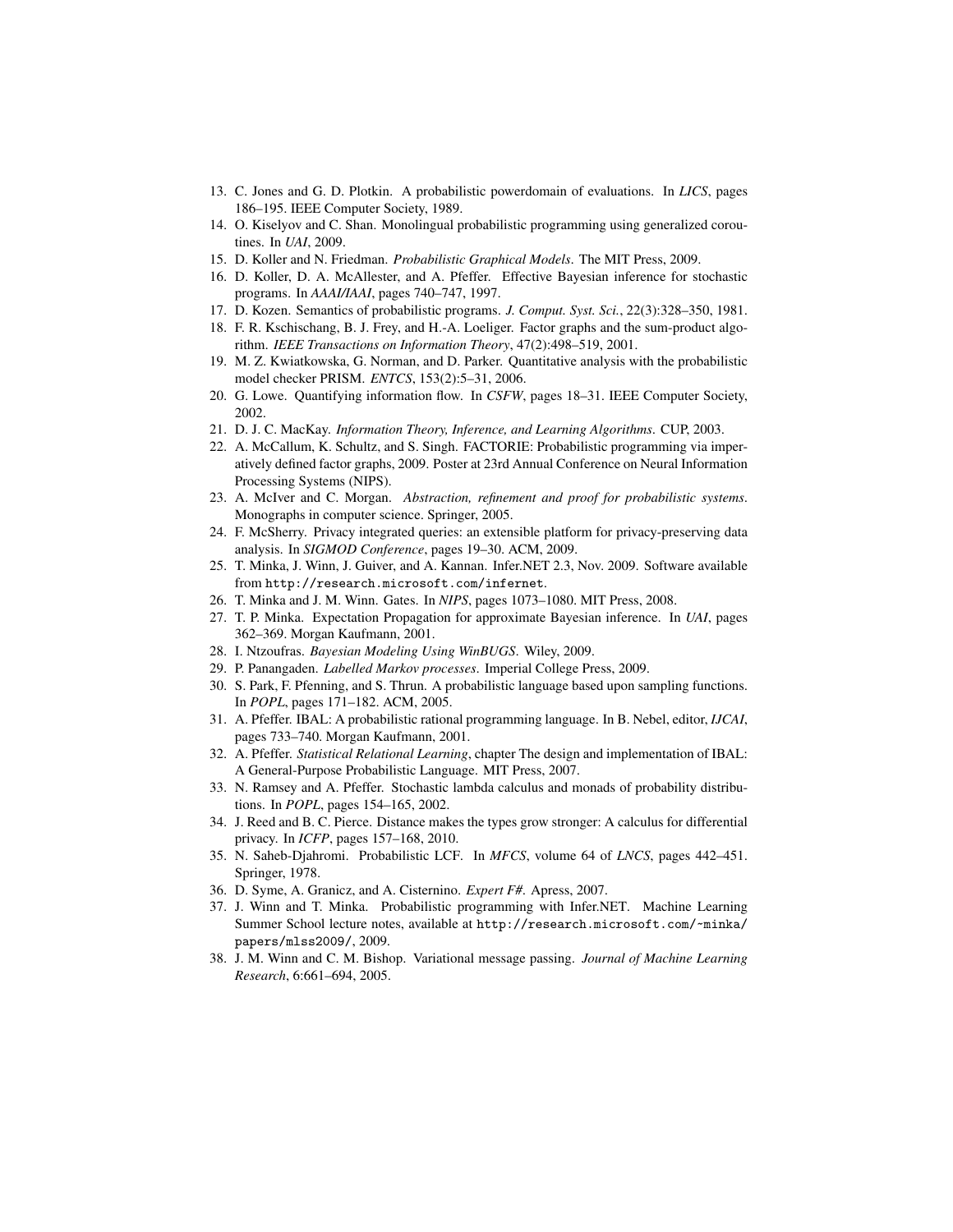13. C. Jones and G. D. Plotkin. A probabilistic powerdomain of evaluations. In *LICS*, pages 186–195. IEEE Computer Society, 1989.
14. O. Kiselyov and C. Shan. Monolingual probabilistic programming using generalized coroutines. In *UAI*, 2009.
15. D. Koller and N. Friedman. *Probabilistic Graphical Models*. The MIT Press, 2009.
16. D. Koller, D. A. McAllester, and A. Pfeffer. Effective Bayesian inference for stochastic programs. In *AAAI/IAAI*, pages 740–747, 1997.
17. D. Kozen. Semantics of probabilistic programs. *J. Comput. Syst. Sci.*, 22(3):328–350, 1981.
18. F. R. Kschischang, B. J. Frey, and H.-A. Loeliger. Factor graphs and the sum-product algorithm. *IEEE Transactions on Information Theory*, 47(2):498–519, 2001.
19. M. Z. Kwiatkowska, G. Norman, and D. Parker. Quantitative analysis with the probabilistic model checker PRISM. *ENTCS*, 153(2):5–31, 2006.
20. G. Lowe. Quantifying information flow. In *CSFW*, pages 18–31. IEEE Computer Society, 2002.
21. D. J. C. MacKay. *Information Theory, Inference, and Learning Algorithms*. CUP, 2003.
22. A. McCallum, K. Schultz, and S. Singh. FACTORIE: Probabilistic programming via imperatively defined factor graphs, 2009. Poster at 23rd Annual Conference on Neural Information Processing Systems (NIPS).
23. A. McIver and C. Morgan. *Abstraction, refinement and proof for probabilistic systems*. Monographs in computer science. Springer, 2005.
24. F. McSherry. Privacy integrated queries: an extensible platform for privacy-preserving data analysis. In *SIGMOD Conference*, pages 19–30. ACM, 2009.
25. T. Minka, J. Winn, J. Guiver, and A. Kannan. Infer.NET 2.3, Nov. 2009. Software available from `http://research.microsoft.com/infernet`.
26. T. Minka and J. M. Winn. Gates. In *NIPS*, pages 1073–1080. MIT Press, 2008.
27. T. P. Minka. Expectation Propagation for approximate Bayesian inference. In *UAI*, pages 362–369. Morgan Kaufmann, 2001.
28. I. Ntzoufras. *Bayesian Modeling Using WinBUGS*. Wiley, 2009.
29. P. Panangaden. *Labelled Markov processes*. Imperial College Press, 2009.
30. S. Park, F. Pfenning, and S. Thrun. A probabilistic language based upon sampling functions. In *POPL*, pages 171–182. ACM, 2005.
31. A. Pfeffer. IBAL: A probabilistic rational programming language. In B. Nebel, editor, *IJCAI*, pages 733–740. Morgan Kaufmann, 2001.
32. A. Pfeffer. *Statistical Relational Learning*, chapter The design and implementation of IBAL: A General-Purpose Probabilistic Language. MIT Press, 2007.
33. N. Ramsey and A. Pfeffer. Stochastic lambda calculus and monads of probability distributions. In *POPL*, pages 154–165, 2002.
34. J. Reed and B. C. Pierce. Distance makes the types grow stronger: A calculus for differential privacy. In *ICFP*, pages 157–168, 2010.
35. N. Saheb-Djahromi. Probabilistic LCF. In *MFCS*, volume 64 of *LNCS*, pages 442–451. Springer, 1978.
36. D. Syme, A. Granicz, and A. Cisternino. *Expert F#*. Apress, 2007.
37. J. Winn and T. Minka. Probabilistic programming with Infer.NET. Machine Learning Summer School lecture notes, available at `http://research.microsoft.com/~minka/papers/mlss2009/`, 2009.
38. J. M. Winn and C. M. Bishop. Variational message passing. *Journal of Machine Learning Research*, 6:661–694, 2005.